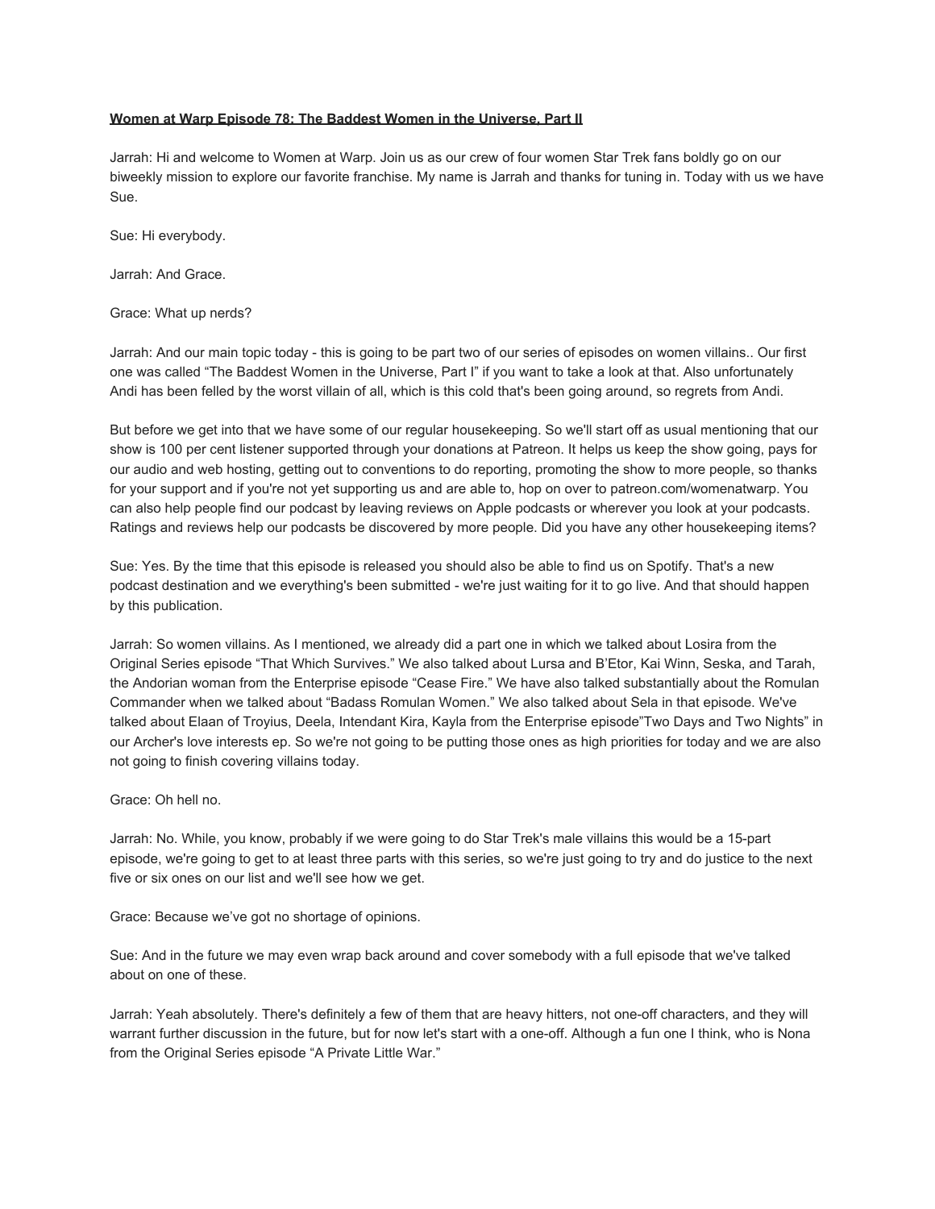**Women at Warp Episode 78: The Baddest Women in the Universe, Part II**

Jarrah: Hi and welcome to Women at Warp. Join us as our crew of four women Star Trek fans boldly go on our biweekly mission to explore our favorite franchise. My name is Jarrah and thanks for tuning in. Today with us we have Sue.

Sue: Hi everybody.

Jarrah: And Grace.

Grace: What up nerds?

Jarrah: And our main topic today - this is going to be part two of our series of episodes on women villains.. Our first one was called "The Baddest Women in the Universe, Part I" if you want to take a look at that. Also unfortunately Andi has been felled by the worst villain of all, which is this cold that's been going around, so regrets from Andi.

But before we get into that we have some of our regular housekeeping. So we'll start off as usual mentioning that our show is 100 per cent listener supported through your donations at Patreon. It helps us keep the show going, pays for our audio and web hosting, getting out to conventions to do reporting, promoting the show to more people, so thanks for your support and if you're not yet supporting us and are able to, hop on over to patreon.com/womenatwarp. You can also help people find our podcast by leaving reviews on Apple podcasts or wherever you look at your podcasts. Ratings and reviews help our podcasts be discovered by more people. Did you have any other housekeeping items?

Sue: Yes. By the time that this episode is released you should also be able to find us on Spotify. That's a new podcast destination and we everything's been submitted - we're just waiting for it to go live. And that should happen by this publication.

Jarrah: So women villains. As I mentioned, we already did a part one in which we talked about Losira from the Original Series episode "That Which Survives." We also talked about Lursa and B'Etor, Kai Winn, Seska, and Tarah, the Andorian woman from the Enterprise episode "Cease Fire." We have also talked substantially about the Romulan Commander when we talked about "Badass Romulan Women." We also talked about Sela in that episode. We've talked about Elaan of Troyius, Deela, Intendant Kira, Kayla from the Enterprise episode"Two Days and Two Nights" in our Archer's love interests ep. So we're not going to be putting those ones as high priorities for today and we are also not going to finish covering villains today.

Grace: Oh hell no.

Jarrah: No. While, you know, probably if we were going to do Star Trek's male villains this would be a 15-part episode, we're going to get to at least three parts with this series, so we're just going to try and do justice to the next five or six ones on our list and we'll see how we get.

Grace: Because we've got no shortage of opinions.

Sue: And in the future we may even wrap back around and cover somebody with a full episode that we've talked about on one of these.

Jarrah: Yeah absolutely. There's definitely a few of them that are heavy hitters, not one-off characters, and they will warrant further discussion in the future, but for now let's start with a one-off. Although a fun one I think, who is Nona from the Original Series episode "A Private Little War."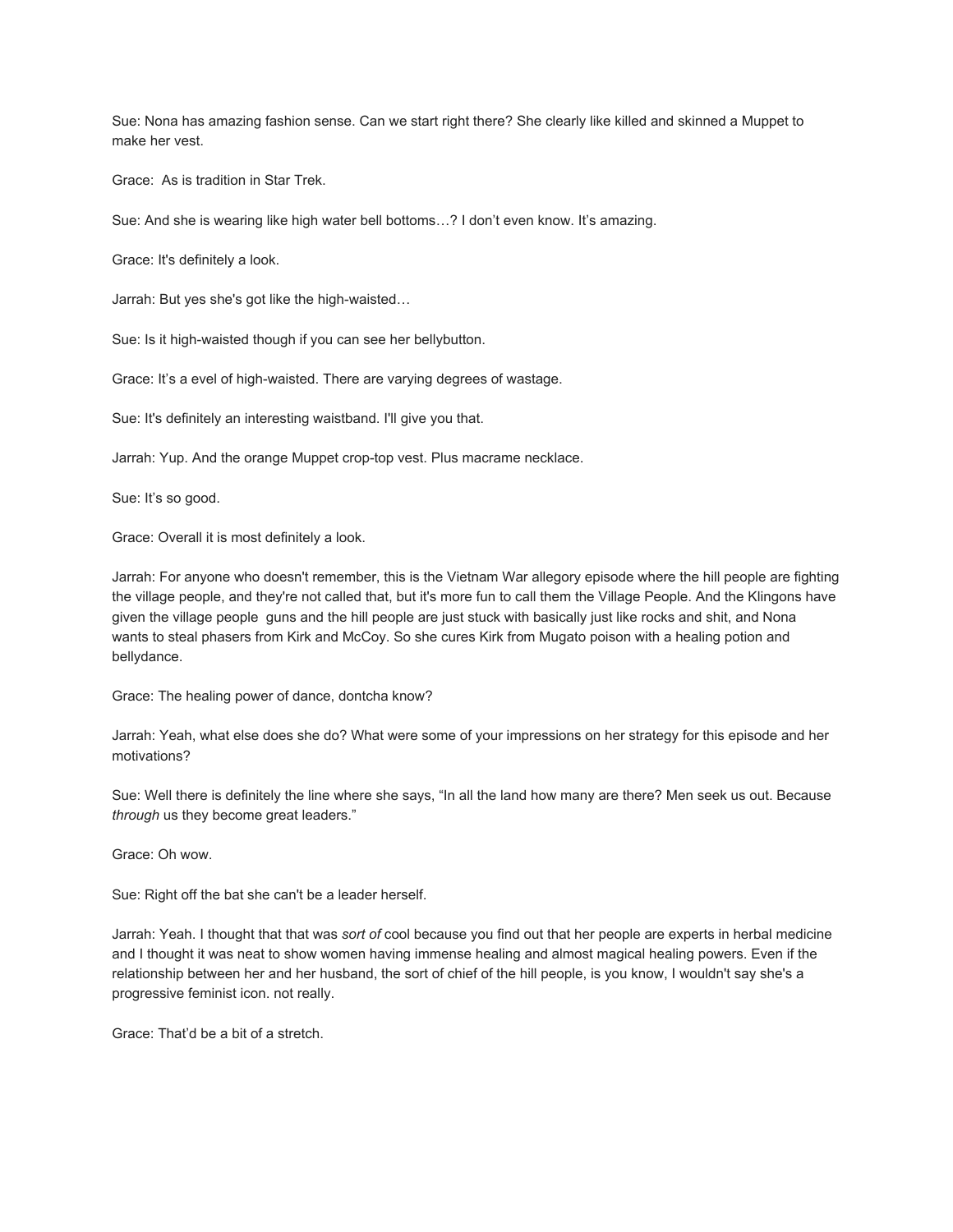Sue: Nona has amazing fashion sense. Can we start right there? She clearly like killed and skinned a Muppet to make her vest.

Grace:  As is tradition in Star Trek.

Sue: And she is wearing like high water bell bottoms…? I don't even know. It's amazing.

Grace: It's definitely a look.

Jarrah: But yes she's got like the high-waisted…

Sue: Is it high-waisted though if you can see her bellybutton.

Grace: It's a evel of high-waisted. There are varying degrees of wastage.

Sue: It's definitely an interesting waistband. I'll give you that.

Jarrah: Yup. And the orange Muppet crop-top vest. Plus macrame necklace.

Sue: It's so good.

Grace: Overall it is most definitely a look.

Jarrah: For anyone who doesn't remember, this is the Vietnam War allegory episode where the hill people are fighting the village people, and they're not called that, but it's more fun to call them the Village People. And the Klingons have given the village people  guns and the hill people are just stuck with basically just like rocks and shit, and Nona wants to steal phasers from Kirk and McCoy. So she cures Kirk from Mugato poison with a healing potion and bellydance.

Grace: The healing power of dance, dontcha know?

Jarrah: Yeah, what else does she do? What were some of your impressions on her strategy for this episode and her motivations?

Sue: Well there is definitely the line where she says, "In all the land how many are there? Men seek us out. Because *through* us they become great leaders."

Grace: Oh wow.

Sue: Right off the bat she can't be a leader herself.

Jarrah: Yeah. I thought that that was *sort of* cool because you find out that her people are experts in herbal medicine and I thought it was neat to show women having immense healing and almost magical healing powers. Even if the relationship between her and her husband, the sort of chief of the hill people, is you know, I wouldn't say she's a progressive feminist icon. not really.

Grace: That'd be a bit of a stretch.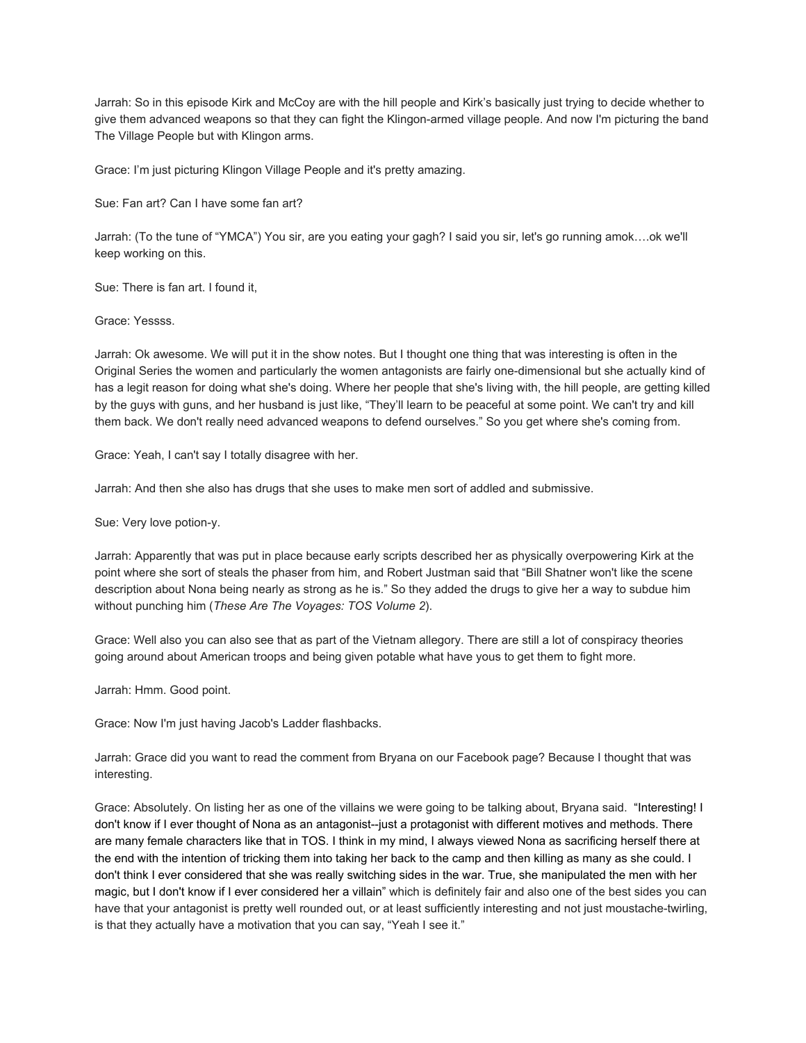Jarrah: So in this episode Kirk and McCoy are with the hill people and Kirk's basically just trying to decide whether to give them advanced weapons so that they can fight the Klingon-armed village people. And now I'm picturing the band The Village People but with Klingon arms.

Grace: I'm just picturing Klingon Village People and it's pretty amazing.

Sue: Fan art? Can I have some fan art?

Jarrah: (To the tune of "YMCA") You sir, are you eating your gagh? I said you sir, let's go running amok….ok we'll keep working on this.

Sue: There is fan art. I found it,

Grace: Yessss.

Jarrah: Ok awesome. We will put it in the show notes. But I thought one thing that was interesting is often in the Original Series the women and particularly the women antagonists are fairly one-dimensional but she actually kind of has a legit reason for doing what she's doing. Where her people that she's living with, the hill people, are getting killed by the guys with guns, and her husband is just like, "They'll learn to be peaceful at some point. We can't try and kill them back. We don't really need advanced weapons to defend ourselves." So you get where she's coming from.

Grace: Yeah, I can't say I totally disagree with her.

Jarrah: And then she also has drugs that she uses to make men sort of addled and submissive.

Sue: Very love potion-y.

Jarrah: Apparently that was put in place because early scripts described her as physically overpowering Kirk at the point where she sort of steals the phaser from him, and Robert Justman said that "Bill Shatner won't like the scene description about Nona being nearly as strong as he is." So they added the drugs to give her a way to subdue him without punching him (*These Are The Voyages: TOS Volume 2*).

Grace: Well also you can also see that as part of the Vietnam allegory. There are still a lot of conspiracy theories going around about American troops and being given potable what have yous to get them to fight more.

Jarrah: Hmm. Good point.

Grace: Now I'm just having Jacob's Ladder flashbacks.

Jarrah: Grace did you want to read the comment from Bryana on our Facebook page? Because I thought that was interesting.

Grace: Absolutely. On listing her as one of the villains we were going to be talking about, Bryana said. "Interesting! I don't know if I ever thought of Nona as an antagonist--just a protagonist with different motives and methods. There are many female characters like that in TOS. I think in my mind, I always viewed Nona as sacrificing herself there at the end with the intention of tricking them into taking her back to the camp and then killing as many as she could. I don't think I ever considered that she was really switching sides in the war. True, she manipulated the men with her magic, but I don't know if I ever considered her a villain" which is definitely fair and also one of the best sides you can have that your antagonist is pretty well rounded out, or at least sufficiently interesting and not just moustache-twirling, is that they actually have a motivation that you can say, "Yeah I see it."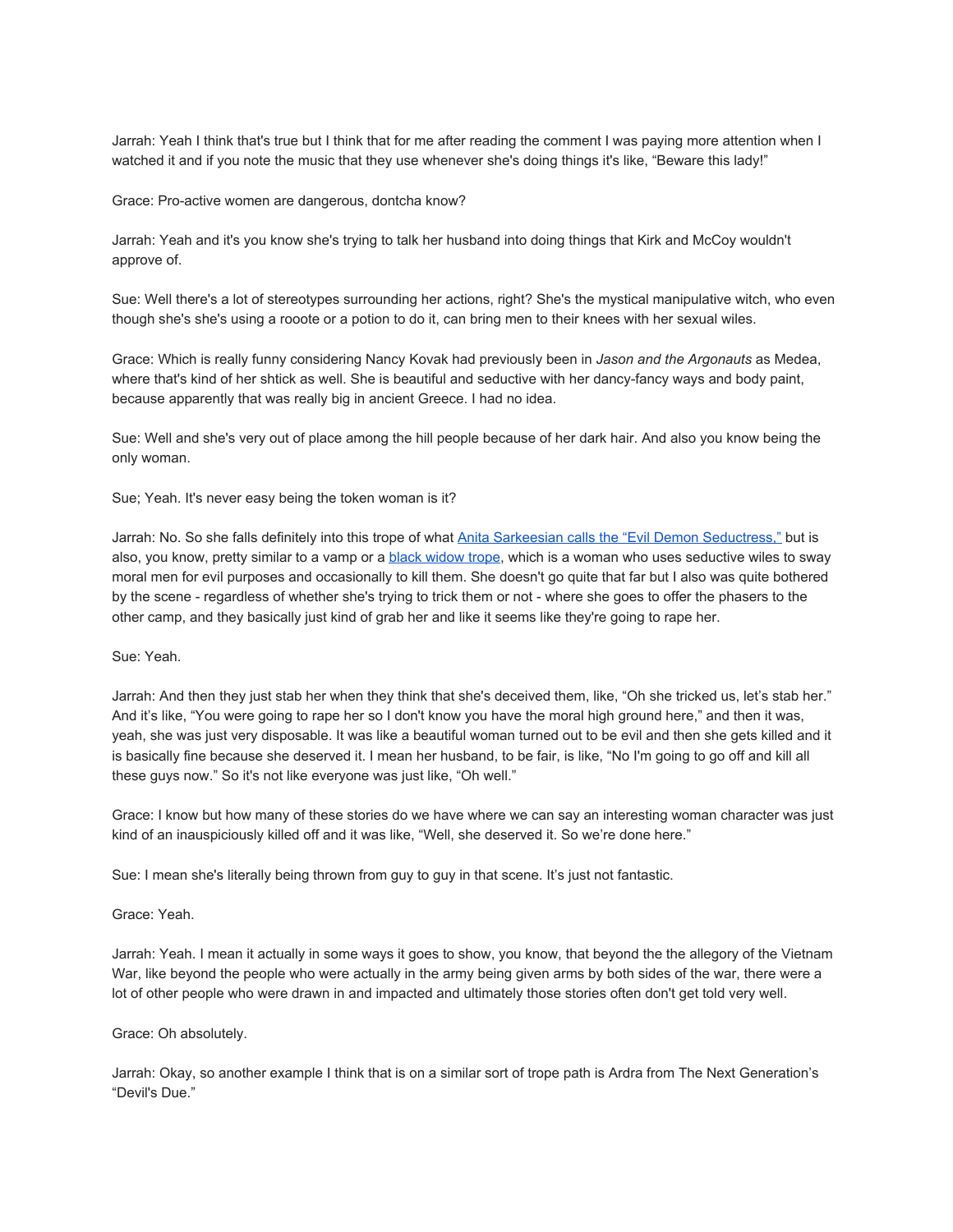Jarrah: Yeah I think that's true but I think that for me after reading the comment I was paying more attention when I watched it and if you note the music that they use whenever she's doing things it's like, "Beware this lady!"

Grace: Pro-active women are dangerous, dontcha know?

Jarrah: Yeah and it's you know she's trying to talk her husband into doing things that Kirk and McCoy wouldn't approve of.

Sue: Well there's a lot of stereotypes surrounding her actions, right? She's the mystical manipulative witch, who even though she's she's using a rooote or a potion to do it, can bring men to their knees with her sexual wiles.

Grace: Which is really funny considering Nancy Kovak had previously been in *Jason and the Argonauts* as Medea, where that's kind of her shtick as well. She is beautiful and seductive with her dancy-fancy ways and body paint, because apparently that was really big in ancient Greece. I had no idea.

Sue: Well and she's very out of place among the hill people because of her dark hair. And also you know being the only woman.

Sue; Yeah. It's never easy being the token woman is it?

Jarrah: No. So she falls definitely into this trope of what [Anita Sarkeesian calls the "Evil Demon Seductress,"] but is also, you know, pretty similar to a vamp or a [black widow trope], which is a woman who uses seductive wiles to sway moral men for evil purposes and occasionally to kill them. She doesn't go quite that far but I also was quite bothered by the scene - regardless of whether she's trying to trick them or not - where she goes to offer the phasers to the other camp, and they basically just kind of grab her and like it seems like they're going to rape her.

Sue: Yeah.

Jarrah: And then they just stab her when they think that she's deceived them, like, "Oh she tricked us, let's stab her." And it's like, "You were going to rape her so I don't know you have the moral high ground here," and then it was, yeah, she was just very disposable. It was like a beautiful woman turned out to be evil and then she gets killed and it is basically fine because she deserved it. I mean her husband, to be fair, is like, "No I'm going to go off and kill all these guys now." So it's not like everyone was just like, "Oh well."

Grace: I know but how many of these stories do we have where we can say an interesting woman character was just kind of an inauspiciously killed off and it was like, "Well, she deserved it. So we're done here."

Sue: I mean she's literally being thrown from guy to guy in that scene. It's just not fantastic.

Grace: Yeah.

Jarrah: Yeah. I mean it actually in some ways it goes to show, you know, that beyond the the allegory of the Vietnam War, like beyond the people who were actually in the army being given arms by both sides of the war, there were a lot of other people who were drawn in and impacted and ultimately those stories often don't get told very well.

Grace: Oh absolutely.

Jarrah: Okay, so another example I think that is on a similar sort of trope path is Ardra from The Next Generation's "Devil's Due."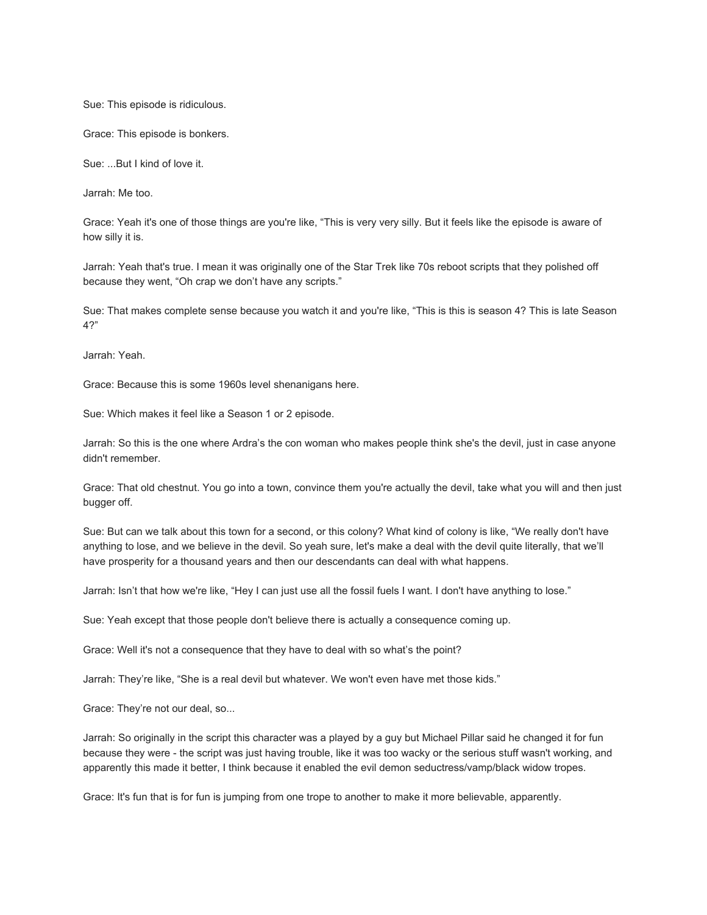Sue: This episode is ridiculous.

Grace: This episode is bonkers.

Sue: ...But I kind of love it.

Jarrah: Me too.

Grace: Yeah it's one of those things are you're like, "This is very very silly. But it feels like the episode is aware of how silly it is.

Jarrah: Yeah that's true. I mean it was originally one of the Star Trek like 70s reboot scripts that they polished off because they went, "Oh crap we don't have any scripts."

Sue: That makes complete sense because you watch it and you're like, "This is this is season 4? This is late Season 4?"

Jarrah: Yeah.

Grace: Because this is some 1960s level shenanigans here.

Sue: Which makes it feel like a Season 1 or 2 episode.

Jarrah: So this is the one where Ardra's the con woman who makes people think she's the devil, just in case anyone didn't remember.

Grace: That old chestnut. You go into a town, convince them you're actually the devil, take what you will and then just bugger off.

Sue: But can we talk about this town for a second, or this colony? What kind of colony is like, "We really don't have anything to lose, and we believe in the devil. So yeah sure, let's make a deal with the devil quite literally, that we'll have prosperity for a thousand years and then our descendants can deal with what happens.

Jarrah: Isn't that how we're like, "Hey I can just use all the fossil fuels I want. I don't have anything to lose."

Sue: Yeah except that those people don't believe there is actually a consequence coming up.

Grace: Well it's not a consequence that they have to deal with so what's the point?

Jarrah: They're like, "She is a real devil but whatever. We won't even have met those kids."

Grace: They're not our deal, so...

Jarrah: So originally in the script this character was a played by a guy but Michael Pillar said he changed it for fun because they were - the script was just having trouble, like it was too wacky or the serious stuff wasn't working, and apparently this made it better, I think because it enabled the evil demon seductress/vamp/black widow tropes.

Grace: It's fun that is for fun is jumping from one trope to another to make it more believable, apparently.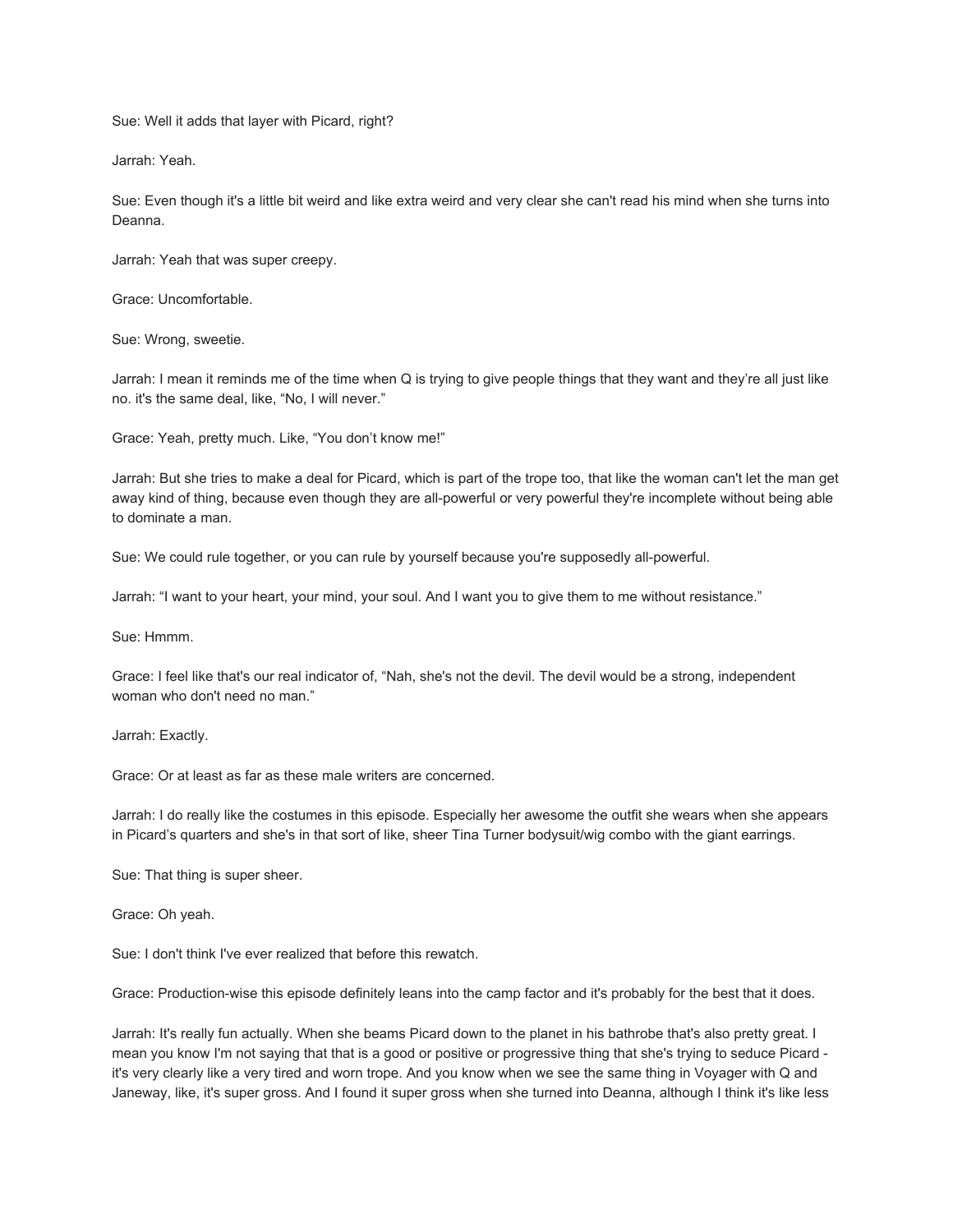Sue: Well it adds that layer with Picard, right?

Jarrah: Yeah.

Sue: Even though it's a little bit weird and like extra weird and very clear she can't read his mind when she turns into Deanna.

Jarrah: Yeah that was super creepy.

Grace: Uncomfortable.

Sue: Wrong, sweetie.

Jarrah: I mean it reminds me of the time when Q is trying to give people things that they want and they're all just like no. it's the same deal, like, "No, I will never."

Grace: Yeah, pretty much. Like, "You don't know me!"

Jarrah: But she tries to make a deal for Picard, which is part of the trope too, that like the woman can't let the man get away kind of thing, because even though they are all-powerful or very powerful they're incomplete without being able to dominate a man.

Sue: We could rule together, or you can rule by yourself because you're supposedly all-powerful.

Jarrah: "I want to your heart, your mind, your soul. And I want you to give them to me without resistance."

Sue: Hmmm.

Grace: I feel like that's our real indicator of, "Nah, she's not the devil. The devil would be a strong, independent woman who don't need no man."

Jarrah: Exactly.

Grace: Or at least as far as these male writers are concerned.

Jarrah: I do really like the costumes in this episode. Especially her awesome the outfit she wears when she appears in Picard's quarters and she's in that sort of like, sheer Tina Turner bodysuit/wig combo with the giant earrings.

Sue: That thing is super sheer.

Grace: Oh yeah.

Sue: I don't think I've ever realized that before this rewatch.

Grace: Production-wise this episode definitely leans into the camp factor and it's probably for the best that it does.

Jarrah: It's really fun actually. When she beams Picard down to the planet in his bathrobe that's also pretty great. I mean you know I'm not saying that that is a good or positive or progressive thing that she's trying to seduce Picard - it's very clearly like a very tired and worn trope. And you know when we see the same thing in Voyager with Q and Janeway, like, it's super gross. And I found it super gross when she turned into Deanna, although I think it's like less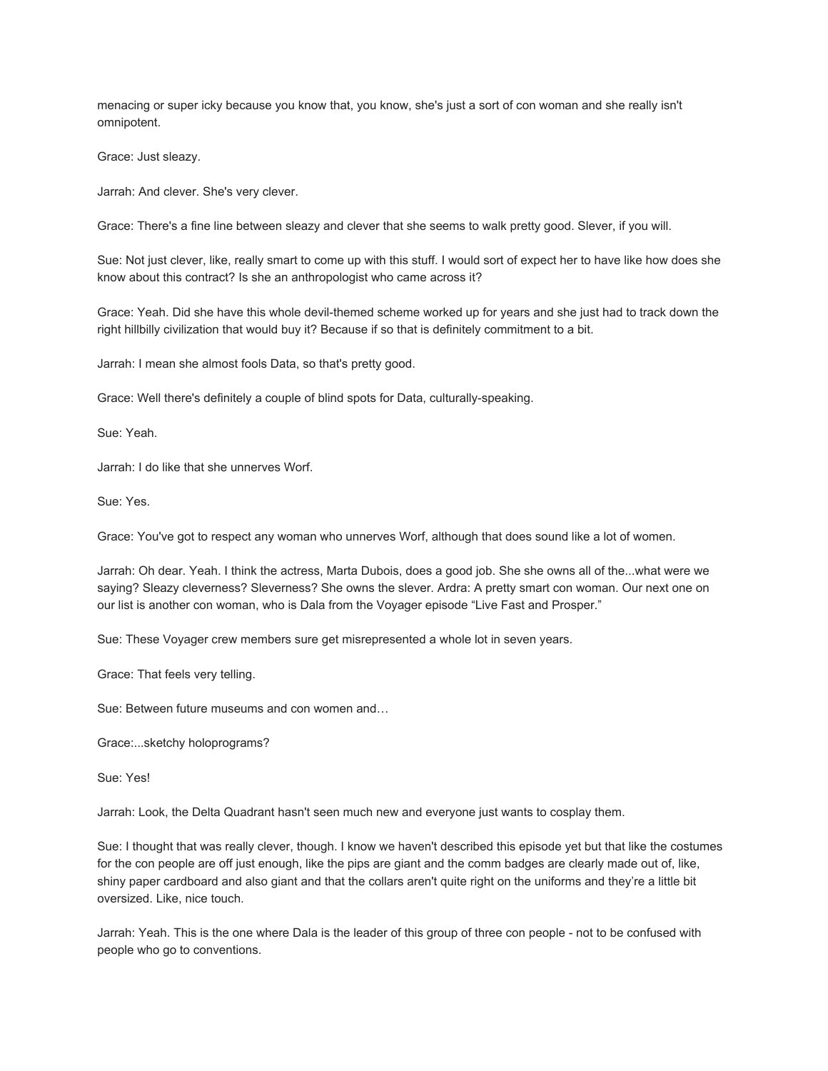menacing or super icky because you know that, you know, she's just a sort of con woman and she really isn't omnipotent.

Grace: Just sleazy.

Jarrah: And clever. She's very clever.

Grace: There's a fine line between sleazy and clever that she seems to walk pretty good. Slever, if you will.

Sue: Not just clever, like, really smart to come up with this stuff. I would sort of expect her to have like how does she know about this contract? Is she an anthropologist who came across it?

Grace: Yeah. Did she have this whole devil-themed scheme worked up for years and she just had to track down the right hillbilly civilization that would buy it? Because if so that is definitely commitment to a bit.

Jarrah: I mean she almost fools Data, so that's pretty good.

Grace: Well there's definitely a couple of blind spots for Data, culturally-speaking.

Sue: Yeah.

Jarrah: I do like that she unnerves Worf.

Sue: Yes.

Grace: You've got to respect any woman who unnerves Worf, although that does sound like a lot of women.

Jarrah: Oh dear. Yeah. I think the actress, Marta Dubois, does a good job. She she owns all of the...what were we saying? Sleazy cleverness? Sleverness? She owns the slever. Ardra: A pretty smart con woman. Our next one on our list is another con woman, who is Dala from the Voyager episode "Live Fast and Prosper."

Sue: These Voyager crew members sure get misrepresented a whole lot in seven years.

Grace: That feels very telling.

Sue: Between future museums and con women and…

Grace:...sketchy holoprograms?

Sue: Yes!

Jarrah: Look, the Delta Quadrant hasn't seen much new and everyone just wants to cosplay them.

Sue: I thought that was really clever, though. I know we haven't described this episode yet but that like the costumes for the con people are off just enough, like the pips are giant and the comm badges are clearly made out of, like, shiny paper cardboard and also giant and that the collars aren't quite right on the uniforms and they're a little bit oversized. Like, nice touch.

Jarrah: Yeah. This is the one where Dala is the leader of this group of three con people - not to be confused with people who go to conventions.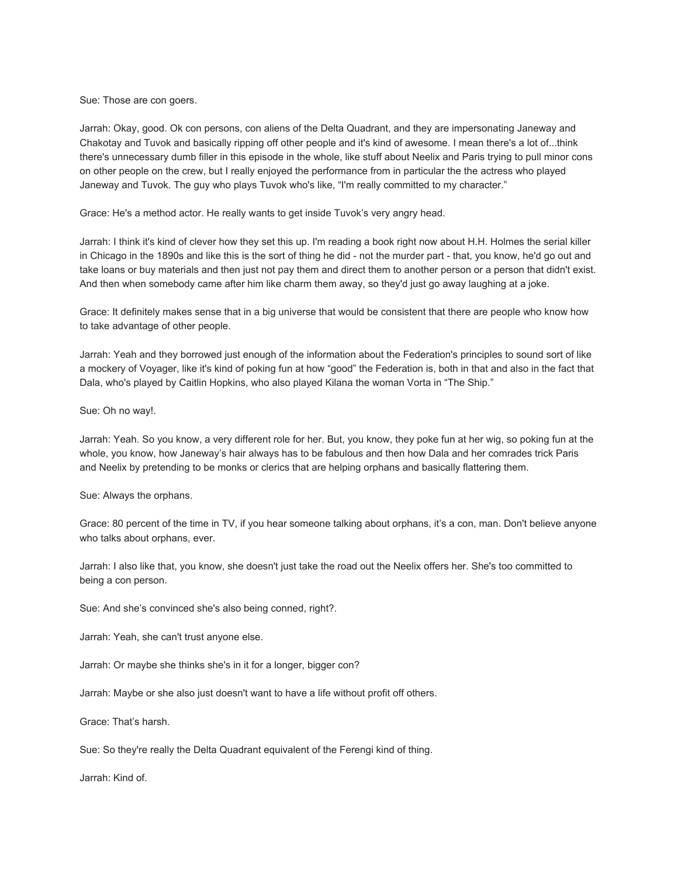Sue: Those are con goers.

Jarrah: Okay, good. Ok con persons, con aliens of the Delta Quadrant, and they are impersonating Janeway and Chakotay and Tuvok and basically ripping off other people and it's kind of awesome. I mean there's a lot of...think there's unnecessary dumb filler in this episode in the whole, like stuff about Neelix and Paris trying to pull minor cons on other people on the crew, but I really enjoyed the performance from in particular the the actress who played Janeway and Tuvok. The guy who plays Tuvok who's like, "I'm really committed to my character."

Grace: He's a method actor. He really wants to get inside Tuvok's very angry head.

Jarrah: I think it's kind of clever how they set this up. I'm reading a book right now about H.H. Holmes the serial killer in Chicago in the 1890s and like this is the sort of thing he did - not the murder part - that, you know, he'd go out and take loans or buy materials and then just not pay them and direct them to another person or a person that didn't exist. And then when somebody came after him like charm them away, so they'd just go away laughing at a joke.

Grace: It definitely makes sense that in a big universe that would be consistent that there are people who know how to take advantage of other people.

Jarrah: Yeah and they borrowed just enough of the information about the Federation's principles to sound sort of like a mockery of Voyager, like it's kind of poking fun at how "good" the Federation is, both in that and also in the fact that Dala, who's played by Caitlin Hopkins, who also played Kilana the woman Vorta in "The Ship."

Sue: Oh no way!.

Jarrah: Yeah. So you know, a very different role for her. But, you know, they poke fun at her wig, so poking fun at the whole, you know, how Janeway's hair always has to be fabulous and then how Dala and her comrades trick Paris and Neelix by pretending to be monks or clerics that are helping orphans and basically flattering them.

Sue: Always the orphans.

Grace: 80 percent of the time in TV, if you hear someone talking about orphans, it's a con, man. Don't believe anyone who talks about orphans, ever.

Jarrah: I also like that, you know, she doesn't just take the road out the Neelix offers her. She's too committed to being a con person.

Sue: And she's convinced she's also being conned, right?.

Jarrah: Yeah, she can't trust anyone else.

Jarrah: Or maybe she thinks she's in it for a longer, bigger con?

Jarrah: Maybe or she also just doesn't want to have a life without profit off others.

Grace: That's harsh.

Sue: So they're really the Delta Quadrant equivalent of the Ferengi kind of thing.

Jarrah: Kind of.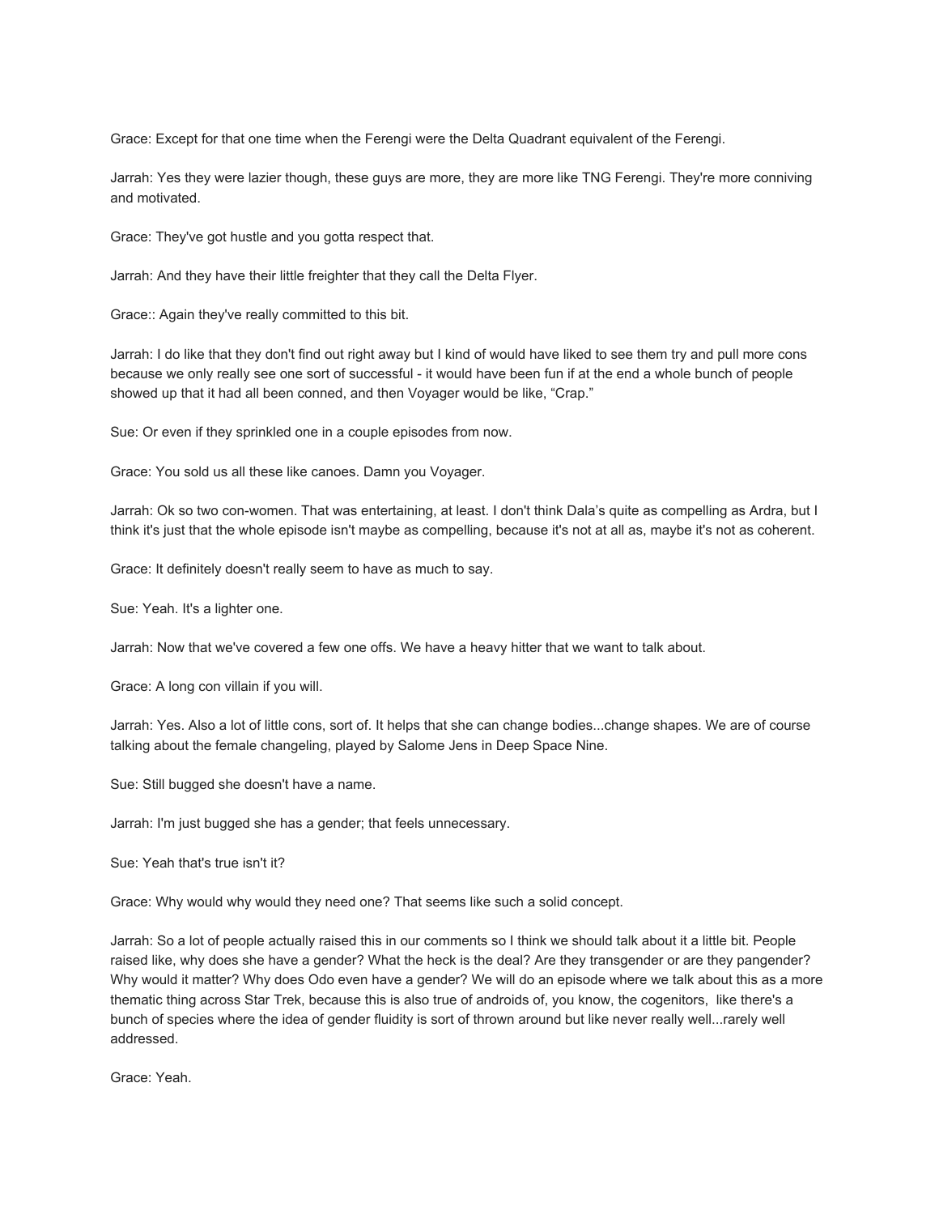Grace: Except for that one time when the Ferengi were the Delta Quadrant equivalent of the Ferengi.

Jarrah: Yes they were lazier though, these guys are more, they are more like TNG Ferengi. They're more conniving and motivated.

Grace: They've got hustle and you gotta respect that.

Jarrah: And they have their little freighter that they call the Delta Flyer.

Grace:: Again they've really committed to this bit.

Jarrah: I do like that they don't find out right away but I kind of would have liked to see them try and pull more cons because we only really see one sort of successful - it would have been fun if at the end a whole bunch of people showed up that it had all been conned, and then Voyager would be like, “Crap.”

Sue: Or even if they sprinkled one in a couple episodes from now.

Grace: You sold us all these like canoes. Damn you Voyager.

Jarrah: Ok so two con-women. That was entertaining, at least. I don't think Dala’s quite as compelling as Ardra, but I think it's just that the whole episode isn't maybe as compelling, because it's not at all as, maybe it's not as coherent.

Grace: It definitely doesn't really seem to have as much to say.

Sue: Yeah. It's a lighter one.

Jarrah: Now that we've covered a few one offs. We have a heavy hitter that we want to talk about.

Grace: A long con villain if you will.

Jarrah: Yes. Also a lot of little cons, sort of. It helps that she can change bodies...change shapes. We are of course talking about the female changeling, played by Salome Jens in Deep Space Nine.

Sue: Still bugged she doesn't have a name.

Jarrah: I'm just bugged she has a gender; that feels unnecessary.

Sue: Yeah that's true isn't it?

Grace: Why would why would they need one? That seems like such a solid concept.

Jarrah: So a lot of people actually raised this in our comments so I think we should talk about it a little bit. People raised like, why does she have a gender? What the heck is the deal? Are they transgender or are they pangender? Why would it matter? Why does Odo even have a gender? We will do an episode where we talk about this as a more thematic thing across Star Trek, because this is also true of androids of, you know, the cogenitors, like there's a bunch of species where the idea of gender fluidity is sort of thrown around but like never really well...rarely well addressed.

Grace: Yeah.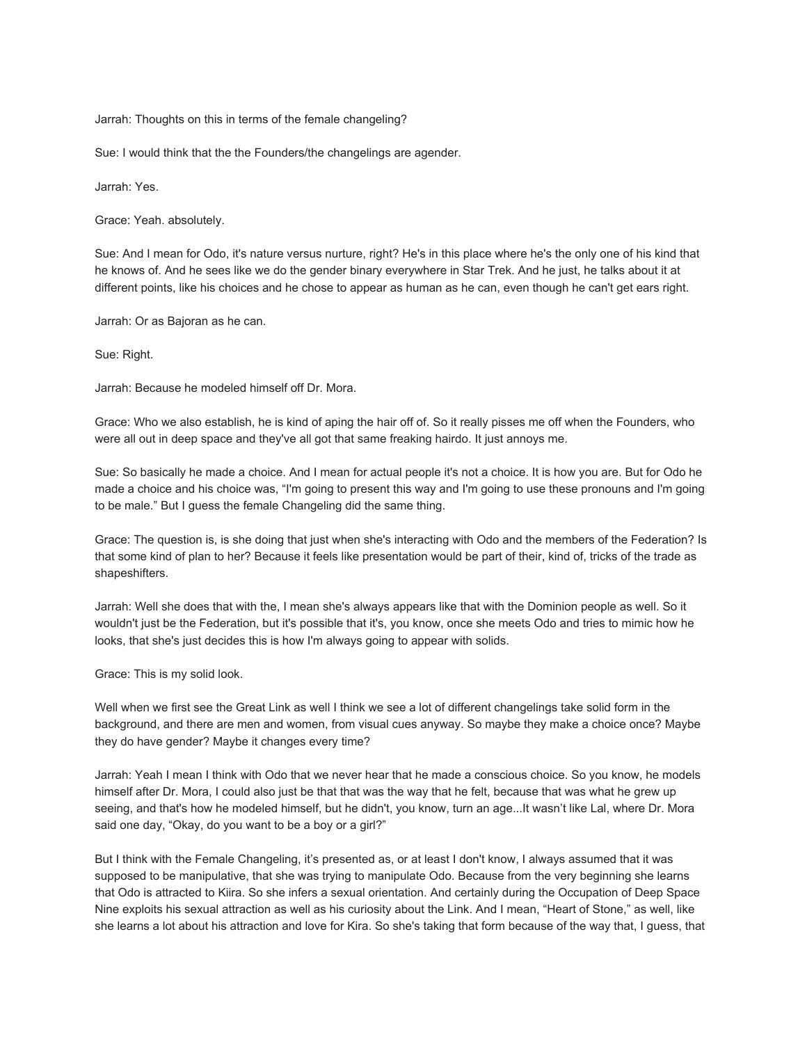Jarrah: Thoughts on this in terms of the female changeling?

Sue: I would think that the the Founders/the changelings are agender.

Jarrah: Yes.

Grace: Yeah. absolutely.

Sue: And I mean for Odo, it's nature versus nurture, right? He's in this place where he's the only one of his kind that he knows of. And he sees like we do the gender binary everywhere in Star Trek. And he just, he talks about it at different points, like his choices and he chose to appear as human as he can, even though he can't get ears right.

Jarrah: Or as Bajoran as he can.

Sue: Right.

Jarrah: Because he modeled himself off Dr. Mora.

Grace: Who we also establish, he is kind of aping the hair off of. So it really pisses me off when the Founders, who were all out in deep space and they've all got that same freaking hairdo. It just annoys me.

Sue: So basically he made a choice. And I mean for actual people it's not a choice. It is how you are. But for Odo he made a choice and his choice was, "I'm going to present this way and I'm going to use these pronouns and I'm going to be male." But I guess the female Changeling did the same thing.

Grace: The question is, is she doing that just when she's interacting with Odo and the members of the Federation? Is that some kind of plan to her? Because it feels like presentation would be part of their, kind of, tricks of the trade as shapeshifters.

Jarrah: Well she does that with the, I mean she's always appears like that with the Dominion people as well. So it wouldn't just be the Federation, but it's possible that it's, you know, once she meets Odo and tries to mimic how he looks, that she's just decides this is how I'm always going to appear with solids.

Grace: This is my solid look.

Well when we first see the Great Link as well I think we see a lot of different changelings take solid form in the background, and there are men and women, from visual cues anyway. So maybe they make a choice once? Maybe they do have gender? Maybe it changes every time?

Jarrah: Yeah I mean I think with Odo that we never hear that he made a conscious choice. So you know, he models himself after Dr. Mora, I could also just be that that was the way that he felt, because that was what he grew up seeing, and that's how he modeled himself, but he didn't, you know, turn an age...It wasn't like Lal, where Dr. Mora said one day, "Okay, do you want to be a boy or a girl?"

But I think with the Female Changeling, it's presented as, or at least I don't know, I always assumed that it was supposed to be manipulative, that she was trying to manipulate Odo. Because from the very beginning she learns that Odo is attracted to Kiira. So she infers a sexual orientation. And certainly during the Occupation of Deep Space Nine exploits his sexual attraction as well as his curiosity about the Link. And I mean, "Heart of Stone," as well, like she learns a lot about his attraction and love for Kira. So she's taking that form because of the way that, I guess, that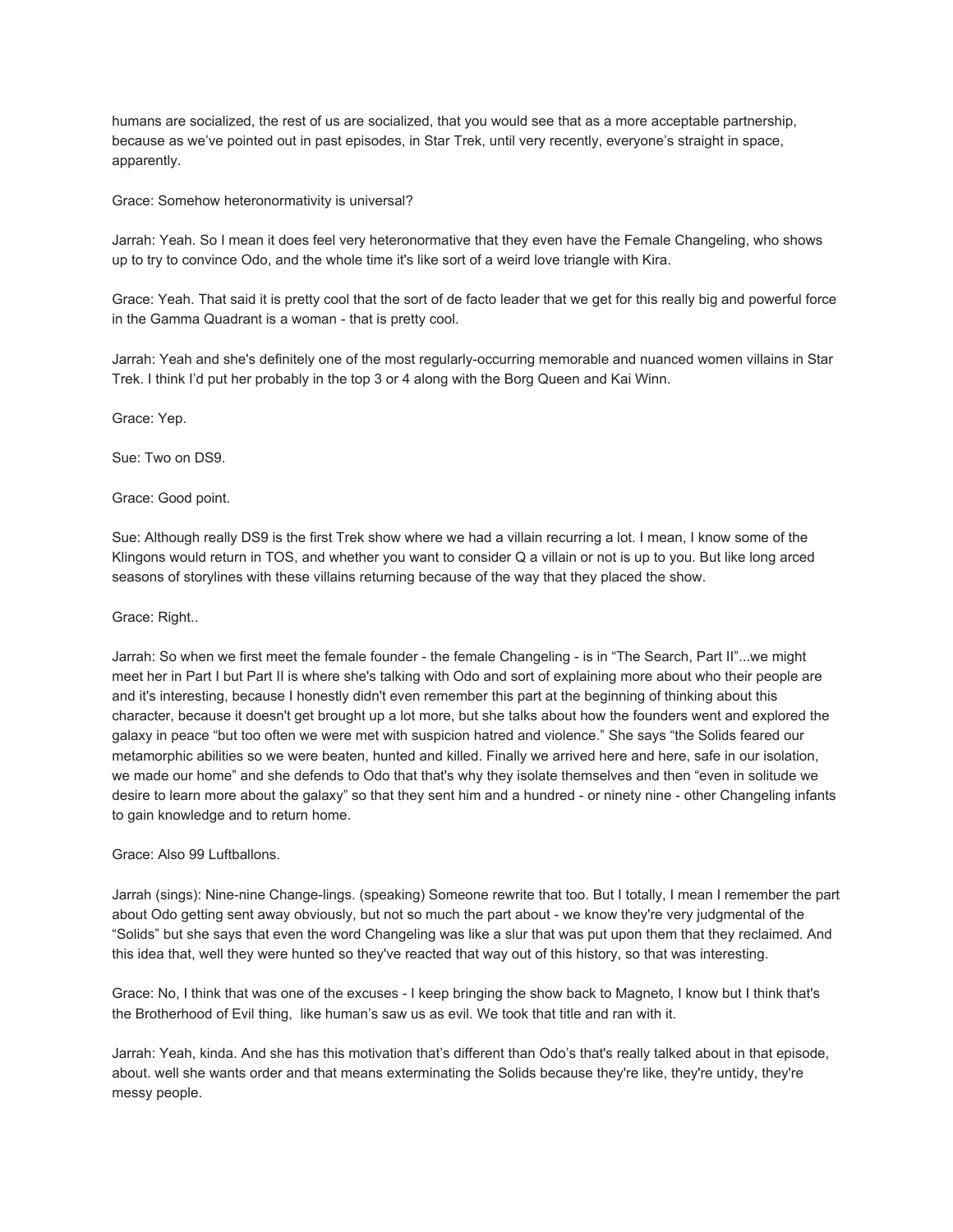humans are socialized, the rest of us are socialized, that you would see that as a more acceptable partnership, because as we've pointed out in past episodes, in Star Trek, until very recently, everyone's straight in space, apparently.

Grace: Somehow heteronormativity is universal?

Jarrah: Yeah. So I mean it does feel very heteronormative that they even have the Female Changeling, who shows up to try to convince Odo, and the whole time it's like sort of a weird love triangle with Kira.

Grace: Yeah. That said it is pretty cool that the sort of de facto leader that we get for this really big and powerful force in the Gamma Quadrant is a woman - that is pretty cool.

Jarrah: Yeah and she's definitely one of the most regularly-occurring memorable and nuanced women villains in Star Trek. I think I'd put her probably in the top 3 or 4 along with the Borg Queen and Kai Winn.

Grace: Yep.

Sue: Two on DS9.

Grace: Good point.

Sue: Although really DS9 is the first Trek show where we had a villain recurring a lot. I mean, I know some of the Klingons would return in TOS, and whether you want to consider Q a villain or not is up to you. But like long arced seasons of storylines with these villains returning because of the way that they placed the show.

Grace: Right..

Jarrah: So when we first meet the female founder - the female Changeling - is in "The Search, Part II"...we might meet her in Part I but Part II is where she's talking with Odo and sort of explaining more about who their people are and it's interesting, because I honestly didn't even remember this part at the beginning of thinking about this character, because it doesn't get brought up a lot more, but she talks about how the founders went and explored the galaxy in peace "but too often we were met with suspicion hatred and violence." She says "the Solids feared our metamorphic abilities so we were beaten, hunted and killed. Finally we arrived here and here, safe in our isolation, we made our home" and she defends to Odo that that's why they isolate themselves and then "even in solitude we desire to learn more about the galaxy" so that they sent him and a hundred - or ninety nine - other Changeling infants to gain knowledge and to return home.

Grace: Also 99 Luftballons.

Jarrah (sings): Nine-nine Change-lings. (speaking) Someone rewrite that too. But I totally, I mean I remember the part about Odo getting sent away obviously, but not so much the part about - we know they're very judgmental of the "Solids" but she says that even the word Changeling was like a slur that was put upon them that they reclaimed. And this idea that, well they were hunted so they've reacted that way out of this history, so that was interesting.

Grace: No, I think that was one of the excuses - I keep bringing the show back to Magneto, I know but I think that's the Brotherhood of Evil thing, like human's saw us as evil. We took that title and ran with it.

Jarrah: Yeah, kinda. And she has this motivation that's different than Odo's that's really talked about in that episode, about. well she wants order and that means exterminating the Solids because they're like, they're untidy, they're messy people.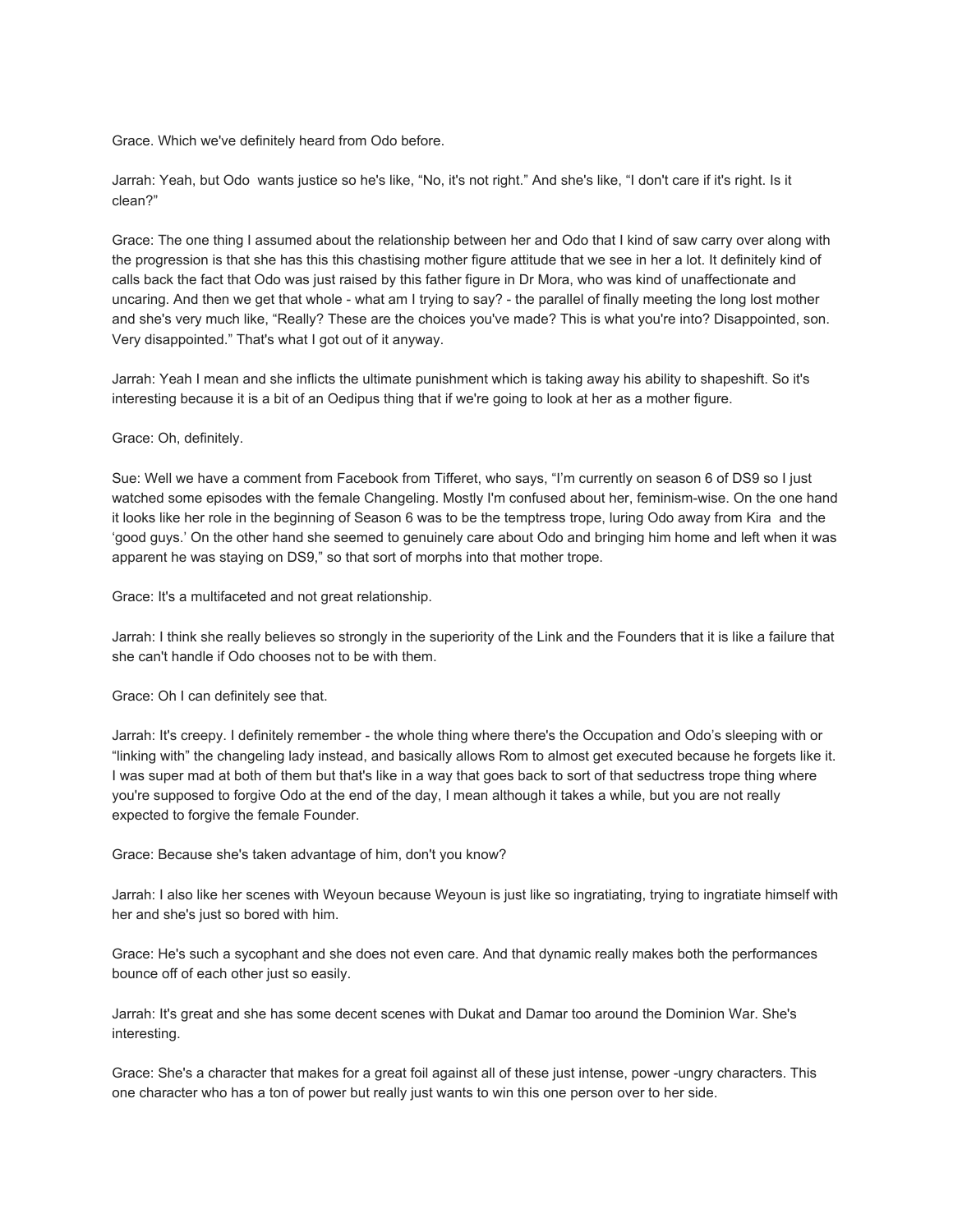Grace. Which we've definitely heard from Odo before.

Jarrah: Yeah, but Odo  wants justice so he's like, “No, it's not right.” And she's like, “I don't care if it's right. Is it clean?”

Grace: The one thing I assumed about the relationship between her and Odo that I kind of saw carry over along with the progression is that she has this this chastising mother figure attitude that we see in her a lot. It definitely kind of calls back the fact that Odo was just raised by this father figure in Dr Mora, who was kind of unaffectionate and uncaring. And then we get that whole - what am I trying to say? - the parallel of finally meeting the long lost mother and she's very much like, “Really? These are the choices you've made? This is what you're into? Disappointed, son. Very disappointed.” That's what I got out of it anyway.

Jarrah: Yeah I mean and she inflicts the ultimate punishment which is taking away his ability to shapeshift. So it's interesting because it is a bit of an Oedipus thing that if we're going to look at her as a mother figure.

Grace: Oh, definitely.

Sue: Well we have a comment from Facebook from Tifferet, who says, “I'm currently on season 6 of DS9 so I just watched some episodes with the female Changeling. Mostly I'm confused about her, feminism-wise. On the one hand it looks like her role in the beginning of Season 6 was to be the temptress trope, luring Odo away from Kira  and the ‘good guys.’ On the other hand she seemed to genuinely care about Odo and bringing him home and left when it was apparent he was staying on DS9,” so that sort of morphs into that mother trope.

Grace: It's a multifaceted and not great relationship.

Jarrah: I think she really believes so strongly in the superiority of the Link and the Founders that it is like a failure that she can't handle if Odo chooses not to be with them.

Grace: Oh I can definitely see that.

Jarrah: It's creepy. I definitely remember - the whole thing where there's the Occupation and Odo's sleeping with or “linking with” the changeling lady instead, and basically allows Rom to almost get executed because he forgets like it. I was super mad at both of them but that's like in a way that goes back to sort of that seductress trope thing where you're supposed to forgive Odo at the end of the day, I mean although it takes a while, but you are not really expected to forgive the female Founder.

Grace: Because she's taken advantage of him, don't you know?

Jarrah: I also like her scenes with Weyoun because Weyoun is just like so ingratiating, trying to ingratiate himself with her and she's just so bored with him.

Grace: He's such a sycophant and she does not even care. And that dynamic really makes both the performances bounce off of each other just so easily.

Jarrah: It's great and she has some decent scenes with Dukat and Damar too around the Dominion War. She's interesting.

Grace: She's a character that makes for a great foil against all of these just intense, power -ungry characters. This one character who has a ton of power but really just wants to win this one person over to her side.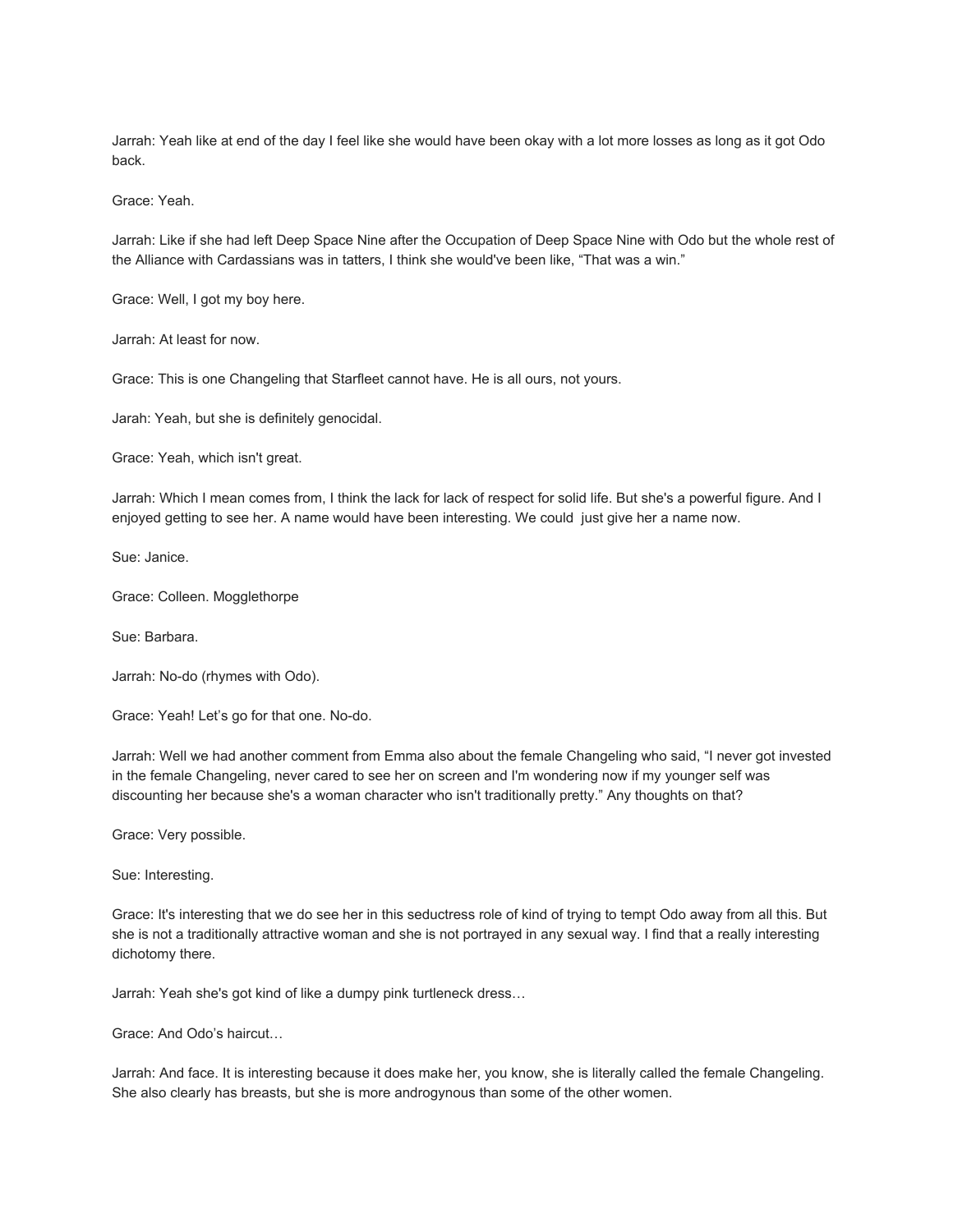Jarrah: Yeah like at end of the day I feel like she would have been okay with a lot more losses as long as it got Odo back.

Grace: Yeah.

Jarrah: Like if she had left Deep Space Nine after the Occupation of Deep Space Nine with Odo but the whole rest of the Alliance with Cardassians was in tatters, I think she would've been like, "That was a win."

Grace: Well, I got my boy here.

Jarrah: At least for now.

Grace: This is one Changeling that Starfleet cannot have. He is all ours, not yours.

Jarah: Yeah, but she is definitely genocidal.

Grace: Yeah, which isn't great.

Jarrah: Which I mean comes from, I think the lack for lack of respect for solid life. But she's a powerful figure. And I enjoyed getting to see her. A name would have been interesting. We could just give her a name now.

Sue: Janice.

Grace: Colleen. Mogglethorpe

Sue: Barbara.

Jarrah: No-do (rhymes with Odo).

Grace: Yeah! Let's go for that one. No-do.

Jarrah: Well we had another comment from Emma also about the female Changeling who said, "I never got invested in the female Changeling, never cared to see her on screen and I'm wondering now if my younger self was discounting her because she's a woman character who isn't traditionally pretty." Any thoughts on that?

Grace: Very possible.

Sue: Interesting.

Grace: It's interesting that we do see her in this seductress role of kind of trying to tempt Odo away from all this. But she is not a traditionally attractive woman and she is not portrayed in any sexual way. I find that a really interesting dichotomy there.

Jarrah: Yeah she's got kind of like a dumpy pink turtleneck dress…

Grace: And Odo's haircut…

Jarrah: And face. It is interesting because it does make her, you know, she is literally called the female Changeling. She also clearly has breasts, but she is more androgynous than some of the other women.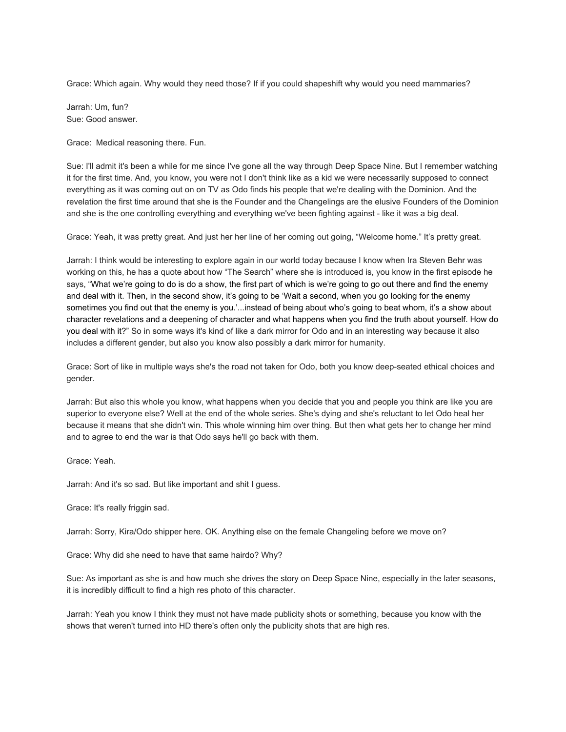Grace: Which again. Why would they need those? If if you could shapeshift why would you need mammaries?

Jarrah: Um, fun?
Sue: Good answer.

Grace: Medical reasoning there. Fun.

Sue: I'll admit it's been a while for me since I've gone all the way through Deep Space Nine. But I remember watching it for the first time. And, you know, you were not I don't think like as a kid we were necessarily supposed to connect everything as it was coming out on on TV as Odo finds his people that we're dealing with the Dominion. And the revelation the first time around that she is the Founder and the Changelings are the elusive Founders of the Dominion and she is the one controlling everything and everything we've been fighting against - like it was a big deal.

Grace: Yeah, it was pretty great. And just her her line of her coming out going, "Welcome home." It's pretty great.

Jarrah: I think would be interesting to explore again in our world today because I know when Ira Steven Behr was working on this, he has a quote about how "The Search" where she is introduced is, you know in the first episode he says, "What we're going to do is do a show, the first part of which is we're going to go out there and find the enemy and deal with it. Then, in the second show, it's going to be 'Wait a second, when you go looking for the enemy sometimes you find out that the enemy is you.'...instead of being about who's going to beat whom, it's a show about character revelations and a deepening of character and what happens when you find the truth about yourself. How do you deal with it?" So in some ways it's kind of like a dark mirror for Odo and in an interesting way because it also includes a different gender, but also you know also possibly a dark mirror for humanity.

Grace: Sort of like in multiple ways she's the road not taken for Odo, both you know deep-seated ethical choices and gender.

Jarrah: But also this whole you know, what happens when you decide that you and people you think are like you are superior to everyone else? Well at the end of the whole series. She's dying and she's reluctant to let Odo heal her because it means that she didn't win. This whole winning him over thing. But then what gets her to change her mind and to agree to end the war is that Odo says he'll go back with them.

Grace: Yeah.

Jarrah: And it's so sad. But like important and shit I guess.

Grace: It's really friggin sad.

Jarrah: Sorry, Kira/Odo shipper here. OK. Anything else on the female Changeling before we move on?

Grace: Why did she need to have that same hairdo? Why?

Sue: As important as she is and how much she drives the story on Deep Space Nine, especially in the later seasons, it is incredibly difficult to find a high res photo of this character.

Jarrah: Yeah you know I think they must not have made publicity shots or something, because you know with the shows that weren't turned into HD there's often only the publicity shots that are high res.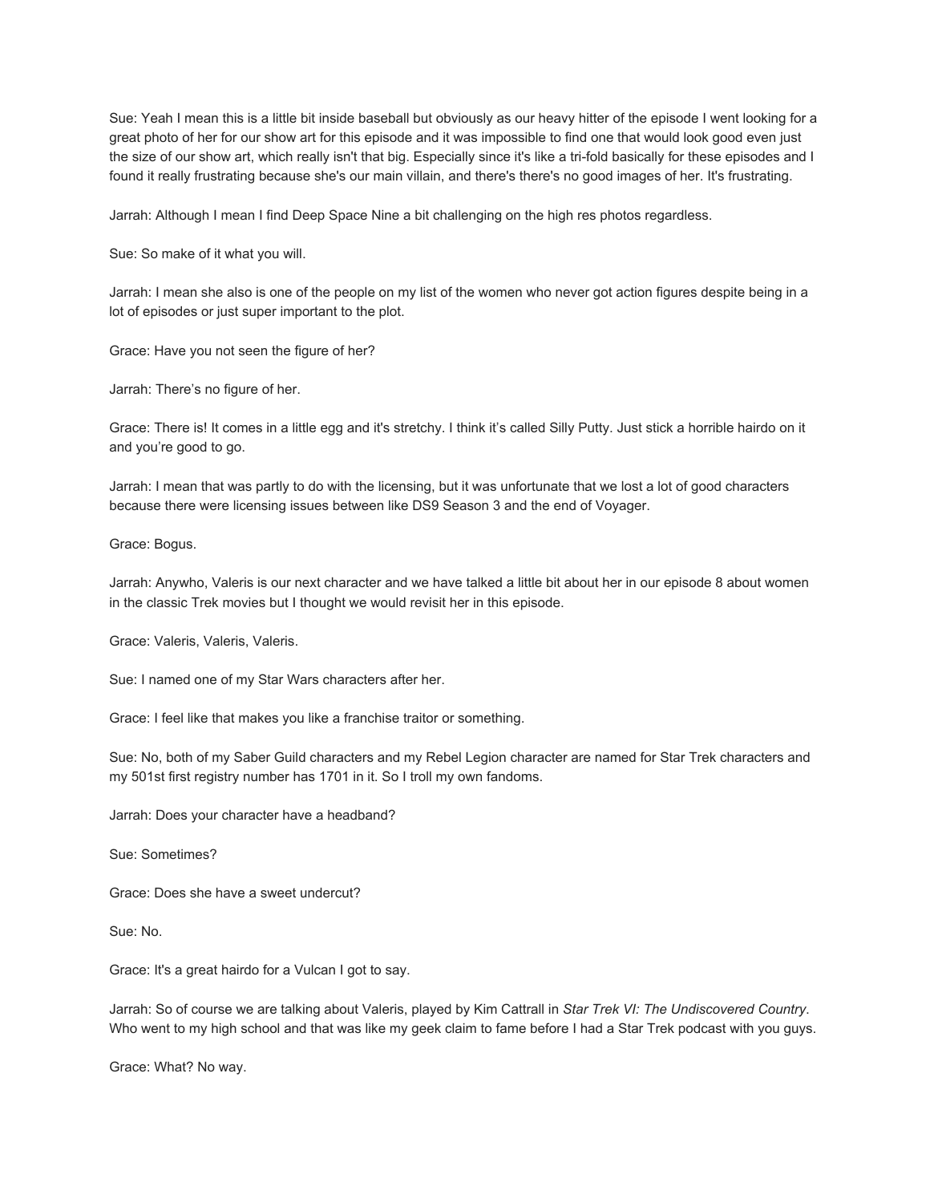Sue: Yeah I mean this is a little bit inside baseball but obviously as our heavy hitter of the episode I went looking for a great photo of her for our show art for this episode and it was impossible to find one that would look good even just the size of our show art, which really isn't that big. Especially since it's like a tri-fold basically for these episodes and I found it really frustrating because she's our main villain, and there's there's no good images of her. It's frustrating.

Jarrah: Although I mean I find Deep Space Nine a bit challenging on the high res photos regardless.

Sue: So make of it what you will.

Jarrah: I mean she also is one of the people on my list of the women who never got action figures despite being in a lot of episodes or just super important to the plot.

Grace: Have you not seen the figure of her?

Jarrah: There's no figure of her.

Grace: There is! It comes in a little egg and it's stretchy. I think it's called Silly Putty. Just stick a horrible hairdo on it and you're good to go.

Jarrah: I mean that was partly to do with the licensing, but it was unfortunate that we lost a lot of good characters because there were licensing issues between like DS9 Season 3 and the end of Voyager.

Grace: Bogus.

Jarrah: Anywho, Valeris is our next character and we have talked a little bit about her in our episode 8 about women in the classic Trek movies but I thought we would revisit her in this episode.

Grace: Valeris, Valeris, Valeris.

Sue: I named one of my Star Wars characters after her.

Grace: I feel like that makes you like a franchise traitor or something.

Sue: No, both of my Saber Guild characters and my Rebel Legion character are named for Star Trek characters and my 501st first registry number has 1701 in it. So I troll my own fandoms.

Jarrah: Does your character have a headband?

Sue: Sometimes?

Grace: Does she have a sweet undercut?

Sue: No.

Grace: It's a great hairdo for a Vulcan I got to say.

Jarrah: So of course we are talking about Valeris, played by Kim Cattrall in *Star Trek VI: The Undiscovered Country*. Who went to my high school and that was like my geek claim to fame before I had a Star Trek podcast with you guys.

Grace: What? No way.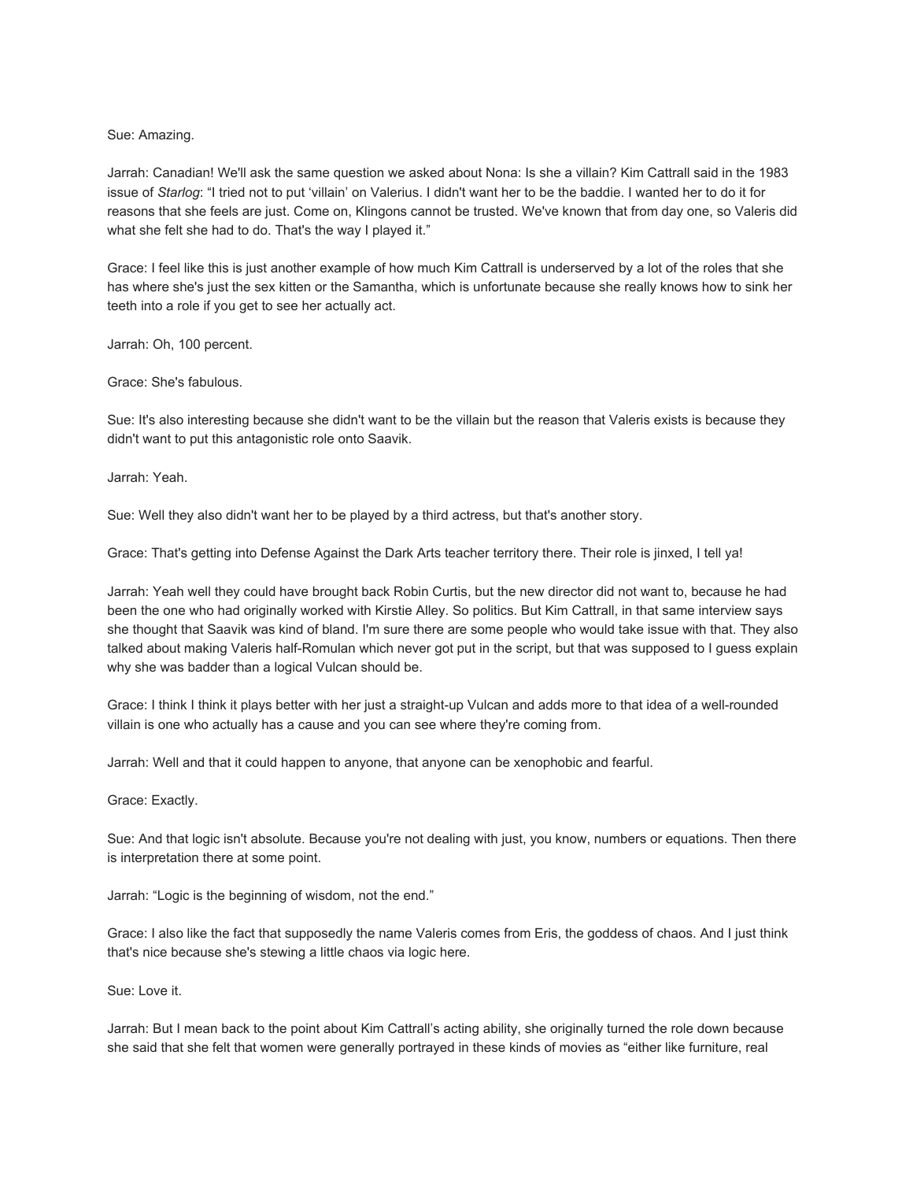Sue: Amazing.

Jarrah: Canadian! We'll ask the same question we asked about Nona: Is she a villain? Kim Cattrall said in the 1983 issue of *Starlog*: "I tried not to put 'villain' on Valerius. I didn't want her to be the baddie. I wanted her to do it for reasons that she feels are just. Come on, Klingons cannot be trusted. We've known that from day one, so Valeris did what she felt she had to do. That's the way I played it."

Grace: I feel like this is just another example of how much Kim Cattrall is underserved by a lot of the roles that she has where she's just the sex kitten or the Samantha, which is unfortunate because she really knows how to sink her teeth into a role if you get to see her actually act.

Jarrah: Oh, 100 percent.

Grace: She's fabulous.

Sue: It's also interesting because she didn't want to be the villain but the reason that Valeris exists is because they didn't want to put this antagonistic role onto Saavik.

Jarrah: Yeah.

Sue: Well they also didn't want her to be played by a third actress, but that's another story.

Grace: That's getting into Defense Against the Dark Arts teacher territory there. Their role is jinxed, I tell ya!

Jarrah: Yeah well they could have brought back Robin Curtis, but the new director did not want to, because he had been the one who had originally worked with Kirstie Alley. So politics. But Kim Cattrall, in that same interview says she thought that Saavik was kind of bland. I'm sure there are some people who would take issue with that. They also talked about making Valeris half-Romulan which never got put in the script, but that was supposed to I guess explain why she was badder than a logical Vulcan should be.

Grace: I think I think it plays better with her just a straight-up Vulcan and adds more to that idea of a well-rounded villain is one who actually has a cause and you can see where they're coming from.

Jarrah: Well and that it could happen to anyone, that anyone can be xenophobic and fearful.

Grace: Exactly.

Sue: And that logic isn't absolute. Because you're not dealing with just, you know, numbers or equations. Then there is interpretation there at some point.

Jarrah: "Logic is the beginning of wisdom, not the end."

Grace: I also like the fact that supposedly the name Valeris comes from Eris, the goddess of chaos. And I just think that's nice because she's stewing a little chaos via logic here.

Sue: Love it.

Jarrah: But I mean back to the point about Kim Cattrall's acting ability, she originally turned the role down because she said that she felt that women were generally portrayed in these kinds of movies as "either like furniture, real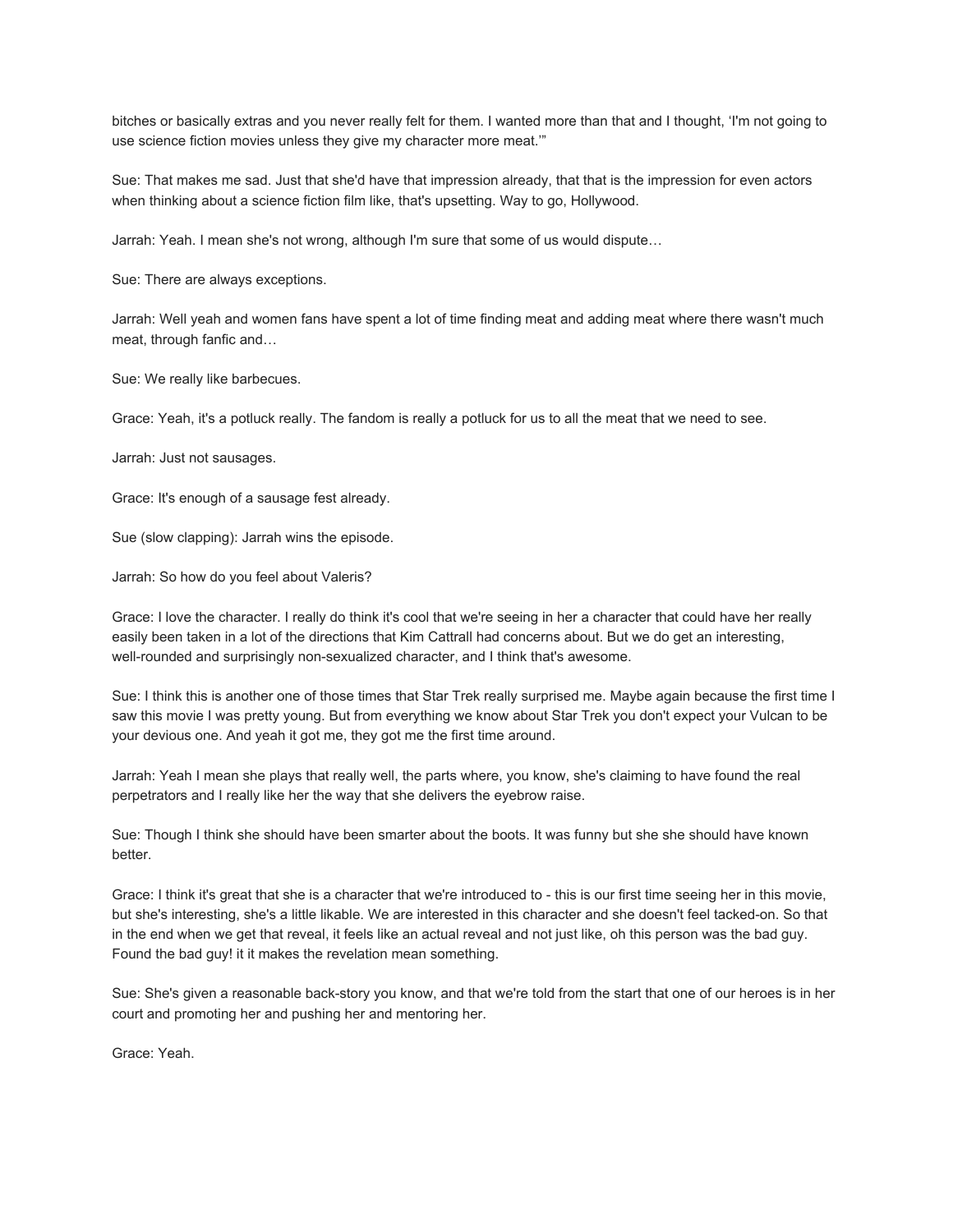bitches or basically extras and you never really felt for them. I wanted more than that and I thought, 'I'm not going to use science fiction movies unless they give my character more meat.'"

Sue: That makes me sad. Just that she'd have that impression already, that that is the impression for even actors when thinking about a science fiction film like, that's upsetting. Way to go, Hollywood.

Jarrah: Yeah. I mean she's not wrong, although I'm sure that some of us would dispute…

Sue: There are always exceptions.

Jarrah: Well yeah and women fans have spent a lot of time finding meat and adding meat where there wasn't much meat, through fanfic and…

Sue: We really like barbecues.

Grace: Yeah, it's a potluck really. The fandom is really a potluck for us to all the meat that we need to see.

Jarrah: Just not sausages.

Grace: It's enough of a sausage fest already.

Sue (slow clapping): Jarrah wins the episode.

Jarrah: So how do you feel about Valeris?

Grace: I love the character. I really do think it's cool that we're seeing in her a character that could have her really easily been taken in a lot of the directions that Kim Cattrall had concerns about. But we do get an interesting, well-rounded and surprisingly non-sexualized character, and I think that's awesome.

Sue: I think this is another one of those times that Star Trek really surprised me. Maybe again because the first time I saw this movie I was pretty young. But from everything we know about Star Trek you don't expect your Vulcan to be your devious one. And yeah it got me, they got me the first time around.

Jarrah: Yeah I mean she plays that really well, the parts where, you know, she's claiming to have found the real perpetrators and I really like her the way that she delivers the eyebrow raise.

Sue: Though I think she should have been smarter about the boots. It was funny but she she should have known better.

Grace: I think it's great that she is a character that we're introduced to - this is our first time seeing her in this movie, but she's interesting, she's a little likable. We are interested in this character and she doesn't feel tacked-on. So that in the end when we get that reveal, it feels like an actual reveal and not just like, oh this person was the bad guy. Found the bad guy! it it makes the revelation mean something.

Sue: She's given a reasonable back-story you know, and that we're told from the start that one of our heroes is in her court and promoting her and pushing her and mentoring her.

Grace: Yeah.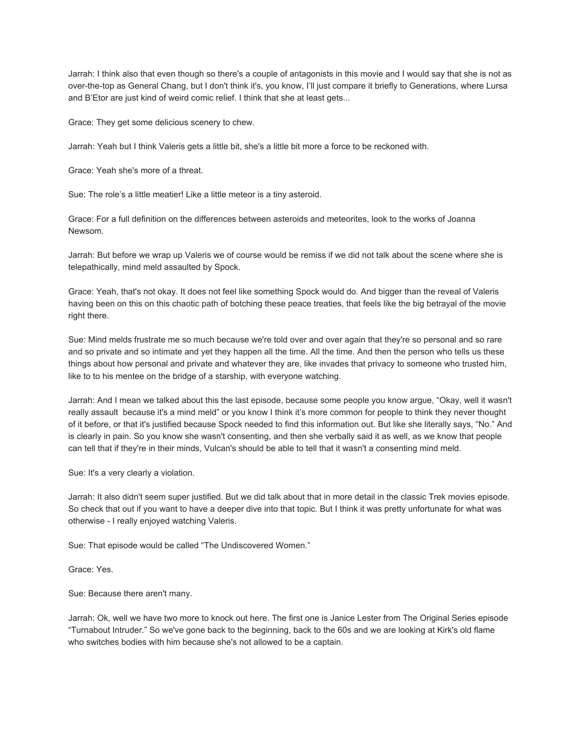Jarrah: I think also that even though so there's a couple of antagonists in this movie and I would say that she is not as over-the-top as General Chang, but I don't think it's, you know, I'll just compare it briefly to Generations, where Lursa and B'Etor are just kind of weird comic relief. I think that she at least gets...

Grace: They get some delicious scenery to chew.

Jarrah: Yeah but I think Valeris gets a little bit, she's a little bit more a force to be reckoned with.

Grace: Yeah she's more of a threat.

Sue: The role's a little meatier! Like a little meteor is a tiny asteroid.

Grace: For a full definition on the differences between asteroids and meteorites, look to the works of Joanna Newsom.

Jarrah: But before we wrap up Valeris we of course would be remiss if we did not talk about the scene where she is telepathically, mind meld assaulted by Spock.

Grace: Yeah, that's not okay. It does not feel like something Spock would do. And bigger than the reveal of Valeris having been on this on this chaotic path of botching these peace treaties, that feels like the big betrayal of the movie right there.

Sue: Mind melds frustrate me so much because we're told over and over again that they're so personal and so rare and so private and so intimate and yet they happen all the time. All the time. And then the person who tells us these things about how personal and private and whatever they are, like invades that privacy to someone who trusted him, like to to his mentee on the bridge of a starship, with everyone watching.

Jarrah: And I mean we talked about this the last episode, because some people you know argue, "Okay, well it wasn't really assault because it's a mind meld" or you know I think it's more common for people to think they never thought of it before, or that it's justified because Spock needed to find this information out. But like she literally says, "No." And is clearly in pain. So you know she wasn't consenting, and then she verbally said it as well, as we know that people can tell that if they're in their minds, Vulcan's should be able to tell that it wasn't a consenting mind meld.

Sue: It's a very clearly a violation.

Jarrah: It also didn't seem super justified. But we did talk about that in more detail in the classic Trek movies episode. So check that out if you want to have a deeper dive into that topic. But I think it was pretty unfortunate for what was otherwise - I really enjoyed watching Valeris.

Sue: That episode would be called "The Undiscovered Women."

Grace: Yes.

Sue: Because there aren't many.

Jarrah: Ok, well we have two more to knock out here. The first one is Janice Lester from The Original Series episode "Turnabout Intruder." So we've gone back to the beginning, back to the 60s and we are looking at Kirk's old flame who switches bodies with him because she's not allowed to be a captain.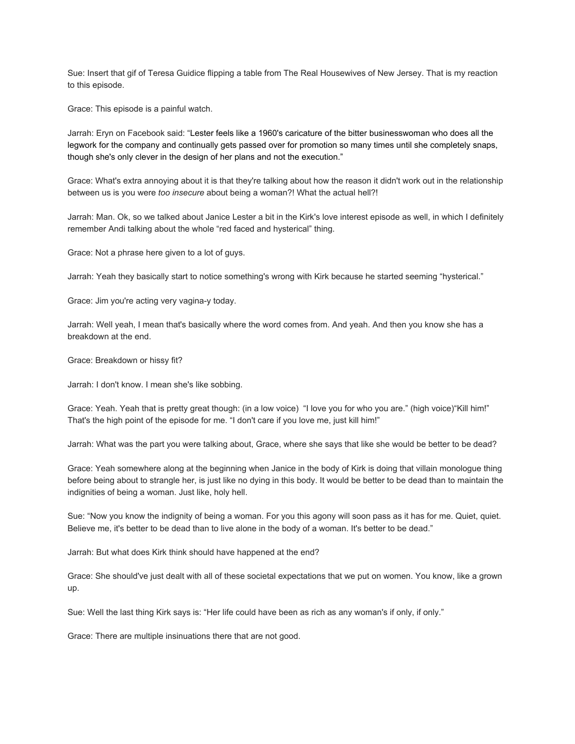Sue: Insert that gif of Teresa Guidice flipping a table from The Real Housewives of New Jersey. That is my reaction to this episode.

Grace: This episode is a painful watch.

Jarrah: Eryn on Facebook said: "Lester feels like a 1960's caricature of the bitter businesswoman who does all the legwork for the company and continually gets passed over for promotion so many times until she completely snaps, though she's only clever in the design of her plans and not the execution."

Grace: What's extra annoying about it is that they're talking about how the reason it didn't work out in the relationship between us is you were *too insecure* about being a woman?! What the actual hell?!

Jarrah: Man. Ok, so we talked about Janice Lester a bit in the Kirk's love interest episode as well, in which I definitely remember Andi talking about the whole "red faced and hysterical" thing.

Grace: Not a phrase here given to a lot of guys.

Jarrah: Yeah they basically start to notice something's wrong with Kirk because he started seeming "hysterical."

Grace: Jim you're acting very vagina-y today.

Jarrah: Well yeah, I mean that's basically where the word comes from. And yeah. And then you know she has a breakdown at the end.

Grace: Breakdown or hissy fit?

Jarrah: I don't know. I mean she's like sobbing.

Grace: Yeah. Yeah that is pretty great though: (in a low voice) "I love you for who you are." (high voice)"Kill him!" That's the high point of the episode for me. "I don't care if you love me, just kill him!"

Jarrah: What was the part you were talking about, Grace, where she says that like she would be better to be dead?

Grace: Yeah somewhere along at the beginning when Janice in the body of Kirk is doing that villain monologue thing before being about to strangle her, is just like no dying in this body. It would be better to be dead than to maintain the indignities of being a woman. Just like, holy hell.

Sue: "Now you know the indignity of being a woman. For you this agony will soon pass as it has for me. Quiet, quiet. Believe me, it's better to be dead than to live alone in the body of a woman. It's better to be dead."

Jarrah: But what does Kirk think should have happened at the end?

Grace: She should've just dealt with all of these societal expectations that we put on women. You know, like a grown up.

Sue: Well the last thing Kirk says is: "Her life could have been as rich as any woman's if only, if only."

Grace: There are multiple insinuations there that are not good.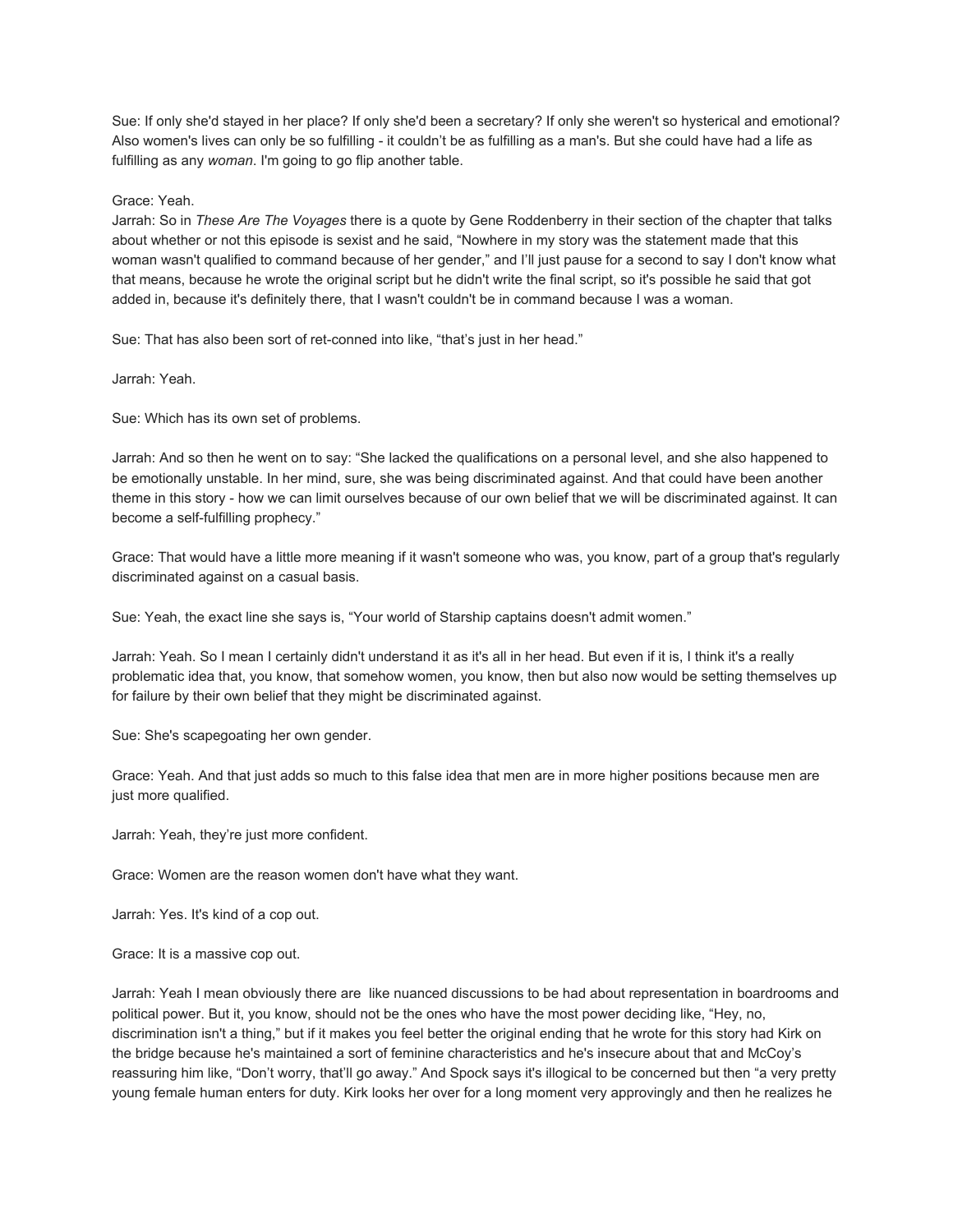Sue: If only she'd stayed in her place? If only she'd been a secretary? If only she weren't so hysterical and emotional? Also women's lives can only be so fulfilling - it couldn't be as fulfilling as a man's. But she could have had a life as fulfilling as any *woman*. I'm going to go flip another table.

Grace: Yeah.

Jarrah: So in *These Are The Voyages* there is a quote by Gene Roddenberry in their section of the chapter that talks about whether or not this episode is sexist and he said, "Nowhere in my story was the statement made that this woman wasn't qualified to command because of her gender," and I'll just pause for a second to say I don't know what that means, because he wrote the original script but he didn't write the final script, so it's possible he said that got added in, because it's definitely there, that I wasn't couldn't be in command because I was a woman.

Sue: That has also been sort of ret-conned into like, "that's just in her head."

Jarrah: Yeah.

Sue: Which has its own set of problems.

Jarrah: And so then he went on to say: "She lacked the qualifications on a personal level, and she also happened to be emotionally unstable. In her mind, sure, she was being discriminated against. And that could have been another theme in this story - how we can limit ourselves because of our own belief that we will be discriminated against. It can become a self-fulfilling prophecy."

Grace: That would have a little more meaning if it wasn't someone who was, you know, part of a group that's regularly discriminated against on a casual basis.

Sue: Yeah, the exact line she says is, "Your world of Starship captains doesn't admit women."

Jarrah: Yeah. So I mean I certainly didn't understand it as it's all in her head. But even if it is, I think it's a really problematic idea that, you know, that somehow women, you know, then but also now would be setting themselves up for failure by their own belief that they might be discriminated against.

Sue: She's scapegoating her own gender.

Grace: Yeah. And that just adds so much to this false idea that men are in more higher positions because men are just more qualified.

Jarrah: Yeah, they're just more confident.

Grace: Women are the reason women don't have what they want.

Jarrah: Yes. It's kind of a cop out.

Grace: It is a massive cop out.

Jarrah: Yeah I mean obviously there are like nuanced discussions to be had about representation in boardrooms and political power. But it, you know, should not be the ones who have the most power deciding like, "Hey, no, discrimination isn't a thing," but if it makes you feel better the original ending that he wrote for this story had Kirk on the bridge because he's maintained a sort of feminine characteristics and he's insecure about that and McCoy's reassuring him like, "Don't worry, that'll go away." And Spock says it's illogical to be concerned but then "a very pretty young female human enters for duty. Kirk looks her over for a long moment very approvingly and then he realizes he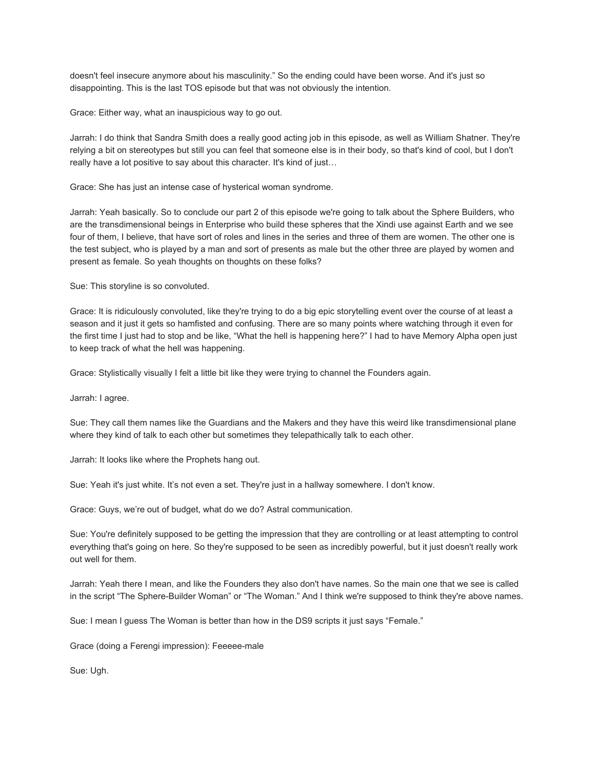doesn't feel insecure anymore about his masculinity." So the ending could have been worse. And it's just so disappointing. This is the last TOS episode but that was not obviously the intention.

Grace: Either way, what an inauspicious way to go out.

Jarrah: I do think that Sandra Smith does a really good acting job in this episode, as well as William Shatner. They're relying a bit on stereotypes but still you can feel that someone else is in their body, so that's kind of cool, but I don't really have a lot positive to say about this character. It's kind of just…

Grace: She has just an intense case of hysterical woman syndrome.

Jarrah: Yeah basically. So to conclude our part 2 of this episode we're going to talk about the Sphere Builders, who are the transdimensional beings in Enterprise who build these spheres that the Xindi use against Earth and we see four of them, I believe, that have sort of roles and lines in the series and three of them are women. The other one is the test subject, who is played by a man and sort of presents as male but the other three are played by women and present as female. So yeah thoughts on thoughts on these folks?

Sue: This storyline is so convoluted.

Grace: It is ridiculously convoluted, like they're trying to do a big epic storytelling event over the course of at least a season and it just it gets so hamfisted and confusing. There are so many points where watching through it even for the first time I just had to stop and be like, "What the hell is happening here?" I had to have Memory Alpha open just to keep track of what the hell was happening.

Grace: Stylistically visually I felt a little bit like they were trying to channel the Founders again.

Jarrah: I agree.

Sue: They call them names like the Guardians and the Makers and they have this weird like transdimensional plane where they kind of talk to each other but sometimes they telepathically talk to each other.

Jarrah: It looks like where the Prophets hang out.

Sue: Yeah it's just white. It's not even a set. They're just in a hallway somewhere. I don't know.

Grace: Guys, we're out of budget, what do we do? Astral communication.

Sue: You're definitely supposed to be getting the impression that they are controlling or at least attempting to control everything that's going on here. So they're supposed to be seen as incredibly powerful, but it just doesn't really work out well for them.

Jarrah: Yeah there I mean, and like the Founders they also don't have names. So the main one that we see is called in the script "The Sphere-Builder Woman" or "The Woman." And I think we're supposed to think they're above names.

Sue: I mean I guess The Woman is better than how in the DS9 scripts it just says "Female."

Grace (doing a Ferengi impression): Feeeee-male

Sue: Ugh.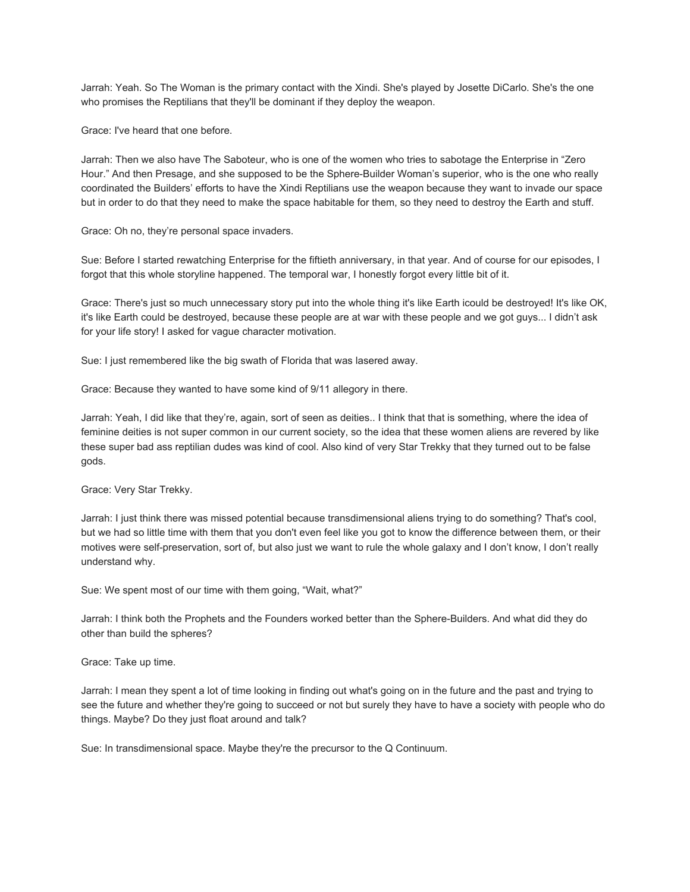Jarrah: Yeah. So The Woman is the primary contact with the Xindi. She's played by Josette DiCarlo. She's the one who promises the Reptilians that they'll be dominant if they deploy the weapon.

Grace: I've heard that one before.

Jarrah: Then we also have The Saboteur, who is one of the women who tries to sabotage the Enterprise in “Zero Hour.” And then Presage, and she supposed to be the Sphere-Builder Woman's superior, who is the one who really coordinated the Builders' efforts to have the Xindi Reptilians use the weapon because they want to invade our space but in order to do that they need to make the space habitable for them, so they need to destroy the Earth and stuff.

Grace: Oh no, they're personal space invaders.

Sue: Before I started rewatching Enterprise for the fiftieth anniversary, in that year. And of course for our episodes, I forgot that this whole storyline happened. The temporal war, I honestly forgot every little bit of it.

Grace: There's just so much unnecessary story put into the whole thing it's like Earth icould be destroyed! It's like OK, it's like Earth could be destroyed, because these people are at war with these people and we got guys... I didn't ask for your life story! I asked for vague character motivation.

Sue: I just remembered like the big swath of Florida that was lasered away.

Grace: Because they wanted to have some kind of 9/11 allegory in there.

Jarrah: Yeah, I did like that they're, again, sort of seen as deities.. I think that that is something, where the idea of feminine deities is not super common in our current society, so the idea that these women aliens are revered by like these super bad ass reptilian dudes was kind of cool. Also kind of very Star Trekky that they turned out to be false gods.

Grace: Very Star Trekky.

Jarrah: I just think there was missed potential because transdimensional aliens trying to do something? That's cool, but we had so little time with them that you don't even feel like you got to know the difference between them, or their motives were self-preservation, sort of, but also just we want to rule the whole galaxy and I don't know, I don't really understand why.

Sue: We spent most of our time with them going, “Wait, what?”

Jarrah: I think both the Prophets and the Founders worked better than the Sphere-Builders. And what did they do other than build the spheres?

Grace: Take up time.

Jarrah: I mean they spent a lot of time looking in finding out what's going on in the future and the past and trying to see the future and whether they're going to succeed or not but surely they have to have a society with people who do things. Maybe? Do they just float around and talk?

Sue: In transdimensional space. Maybe they're the precursor to the Q Continuum.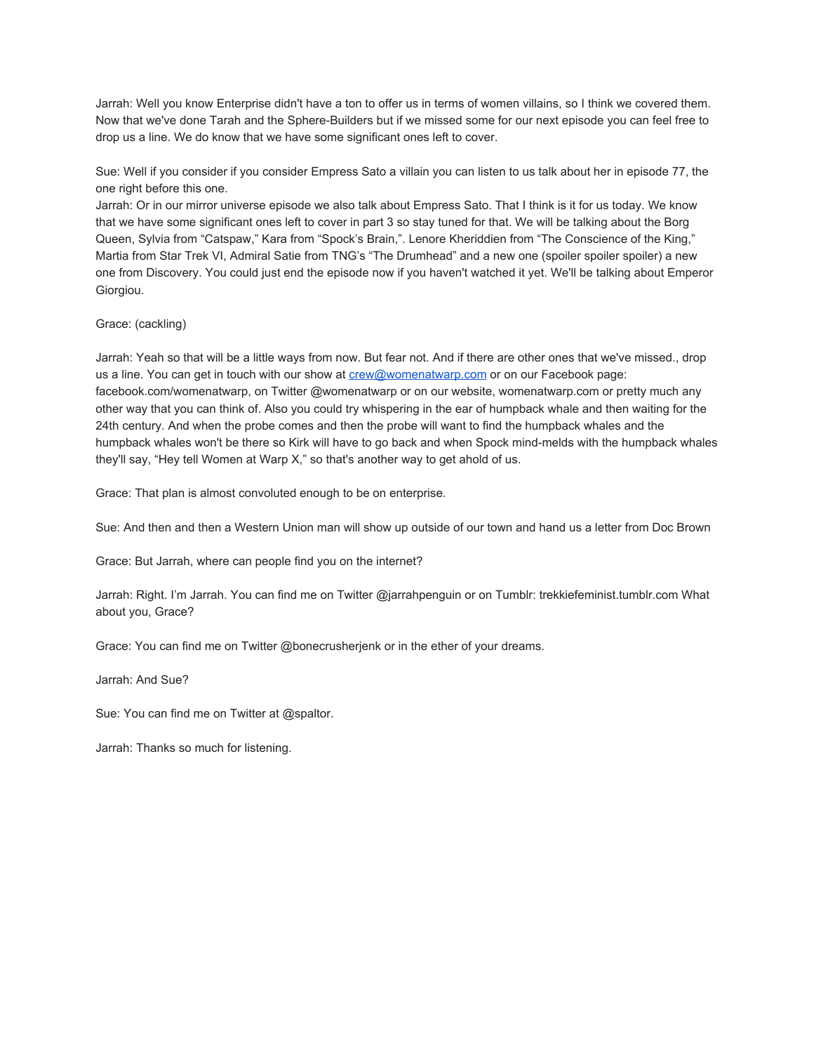Jarrah: Well you know Enterprise didn't have a ton to offer us in terms of women villains, so I think we covered them. Now that we've done Tarah and the Sphere-Builders but if we missed some for our next episode you can feel free to drop us a line. We do know that we have some significant ones left to cover.

Sue: Well if you consider if you consider Empress Sato a villain you can listen to us talk about her in episode 77, the one right before this one.

Jarrah: Or in our mirror universe episode we also talk about Empress Sato. That I think is it for us today. We know that we have some significant ones left to cover in part 3 so stay tuned for that. We will be talking about the Borg Queen, Sylvia from "Catspaw," Kara from "Spock's Brain,". Lenore Kheriddien from "The Conscience of the King," Martia from Star Trek VI, Admiral Satie from TNG's "The Drumhead" and a new one (spoiler spoiler spoiler) a new one from Discovery. You could just end the episode now if you haven't watched it yet. We'll be talking about Emperor Giorgiou.

Grace: (cackling)

Jarrah: Yeah so that will be a little ways from now. But fear not. And if there are other ones that we've missed., drop us a line. You can get in touch with our show at crew@womenatwarp.com or on our Facebook page: facebook.com/womenatwarp, on Twitter @womenatwarp or on our website, womenatwarp.com or pretty much any other way that you can think of. Also you could try whispering in the ear of humpback whale and then waiting for the 24th century. And when the probe comes and then the probe will want to find the humpback whales and the humpback whales won't be there so Kirk will have to go back and when Spock mind-melds with the humpback whales they'll say, "Hey tell Women at Warp X," so that's another way to get ahold of us.

Grace: That plan is almost convoluted enough to be on enterprise.

Sue: And then and then a Western Union man will show up outside of our town and hand us a letter from Doc Brown

Grace: But Jarrah, where can people find you on the internet?

Jarrah: Right. I'm Jarrah. You can find me on Twitter @jarrahpenguin or on Tumblr: trekkiefeminist.tumblr.com What about you, Grace?

Grace: You can find me on Twitter @bonecrusherjenk or in the ether of your dreams.

Jarrah: And Sue?

Sue: You can find me on Twitter at @spaltor.

Jarrah: Thanks so much for listening.